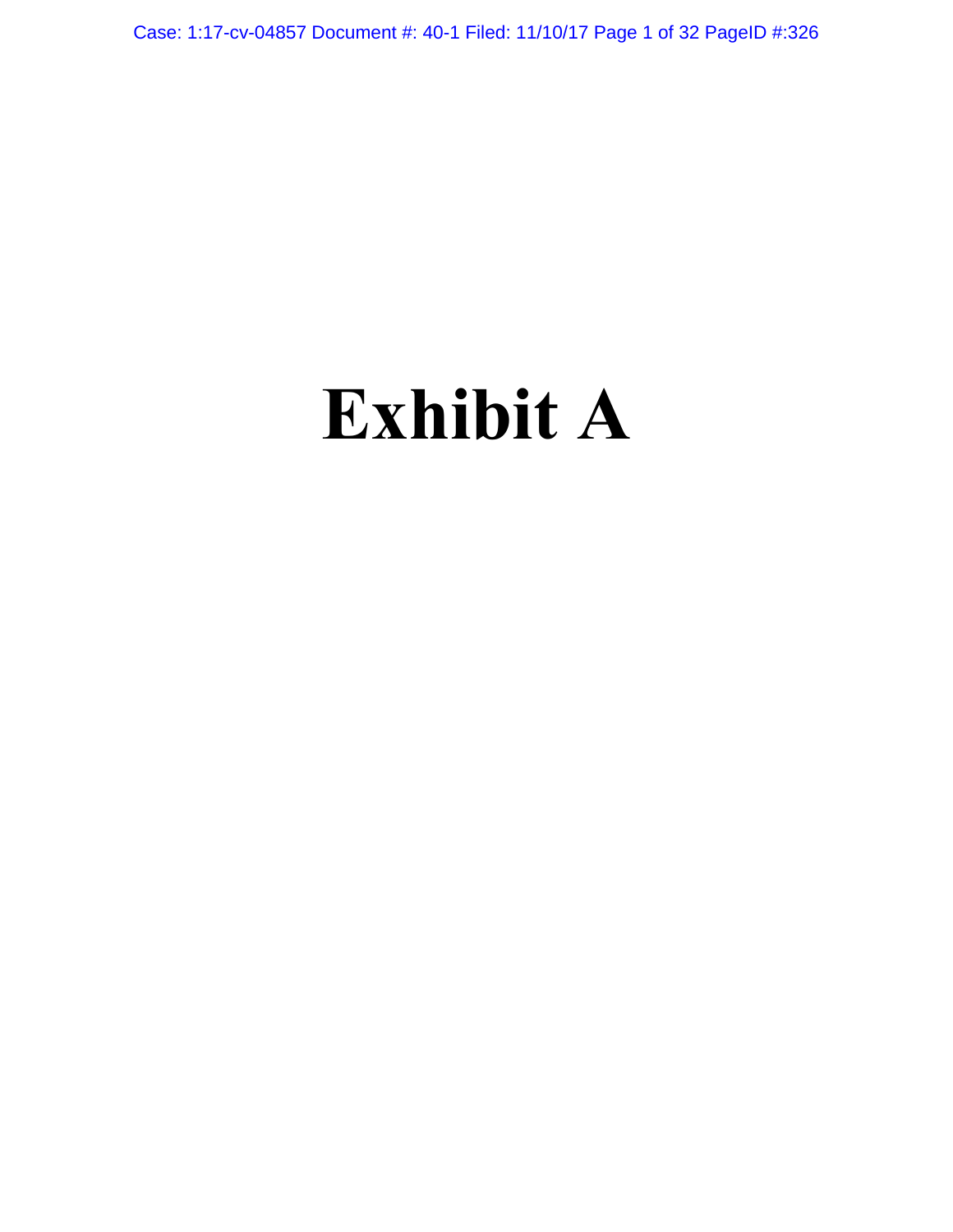# Exhibit A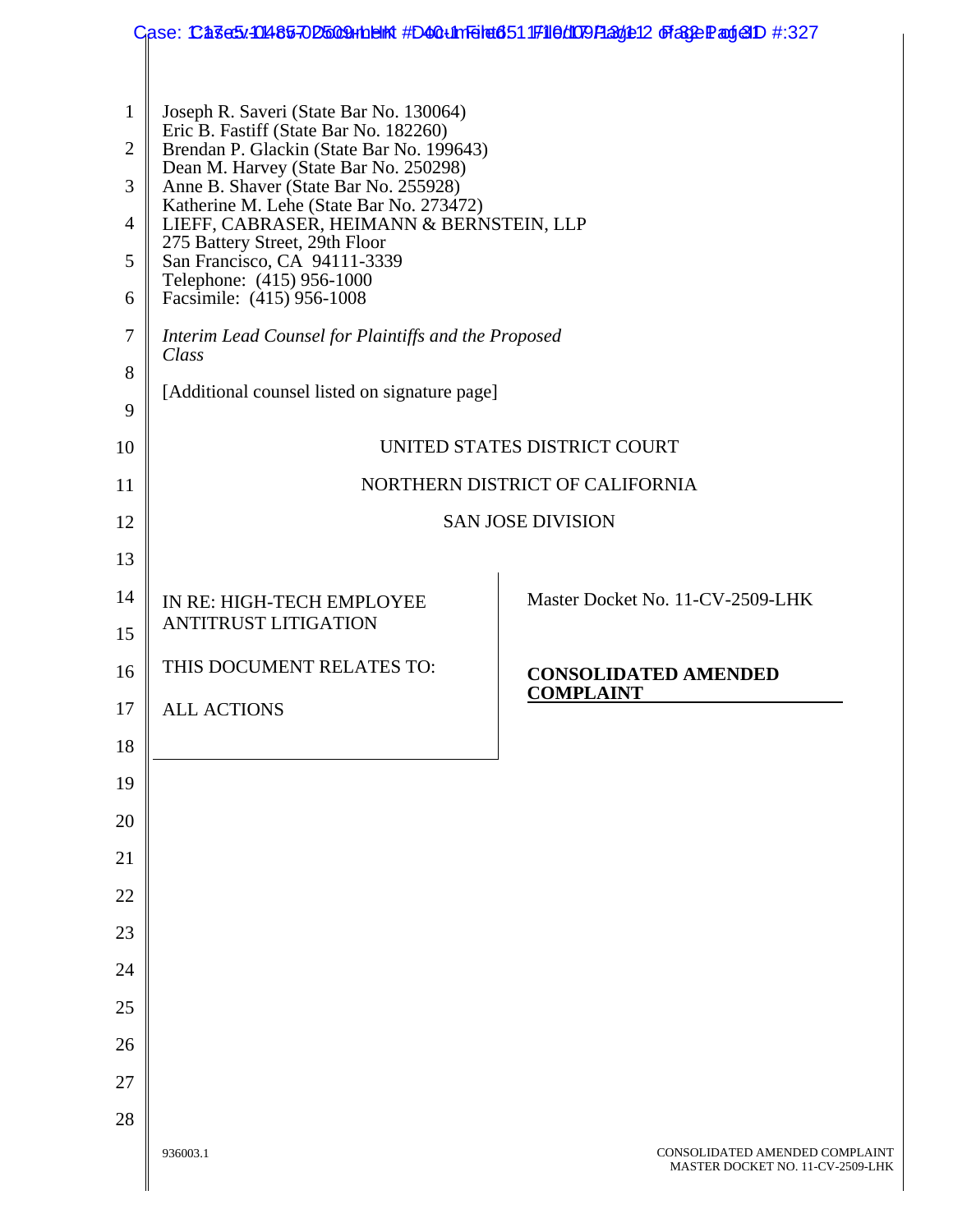Joseph R. Saveri (State Bar No. 130064)
Eric B. Fastiff (State Bar No. 182260)
Brendan P. Glackin (State Bar No. 199643)
Dean M. Harvey (State Bar No. 250298)
Anne B. Shaver (State Bar No. 255928)
Katherine M. Lehe (State Bar No. 273472)
LIEFF, CABRASER, HEIMANN & BERNSTEIN, LLP
275 Battery Street, 29th Floor
San Francisco, CA 94111-3339
Telephone: (415) 956-1000
Facsimile: (415) 956-1008

*Interim Lead Counsel for Plaintiffs and the Proposed Class*

[Additional counsel listed on signature page]

UNITED STATES DISTRICT COURT

NORTHERN DISTRICT OF CALIFORNIA

SAN JOSE DIVISION

| | |
|---|---|
| IN RE: HIGH-TECH EMPLOYEE ANTITRUST LITIGATION<br><br>THIS DOCUMENT RELATES TO:<br><br>ALL ACTIONS | Master Docket No. 11-CV-2509-LHK<br><br>**CONSOLIDATED AMENDED COMPLAINT** |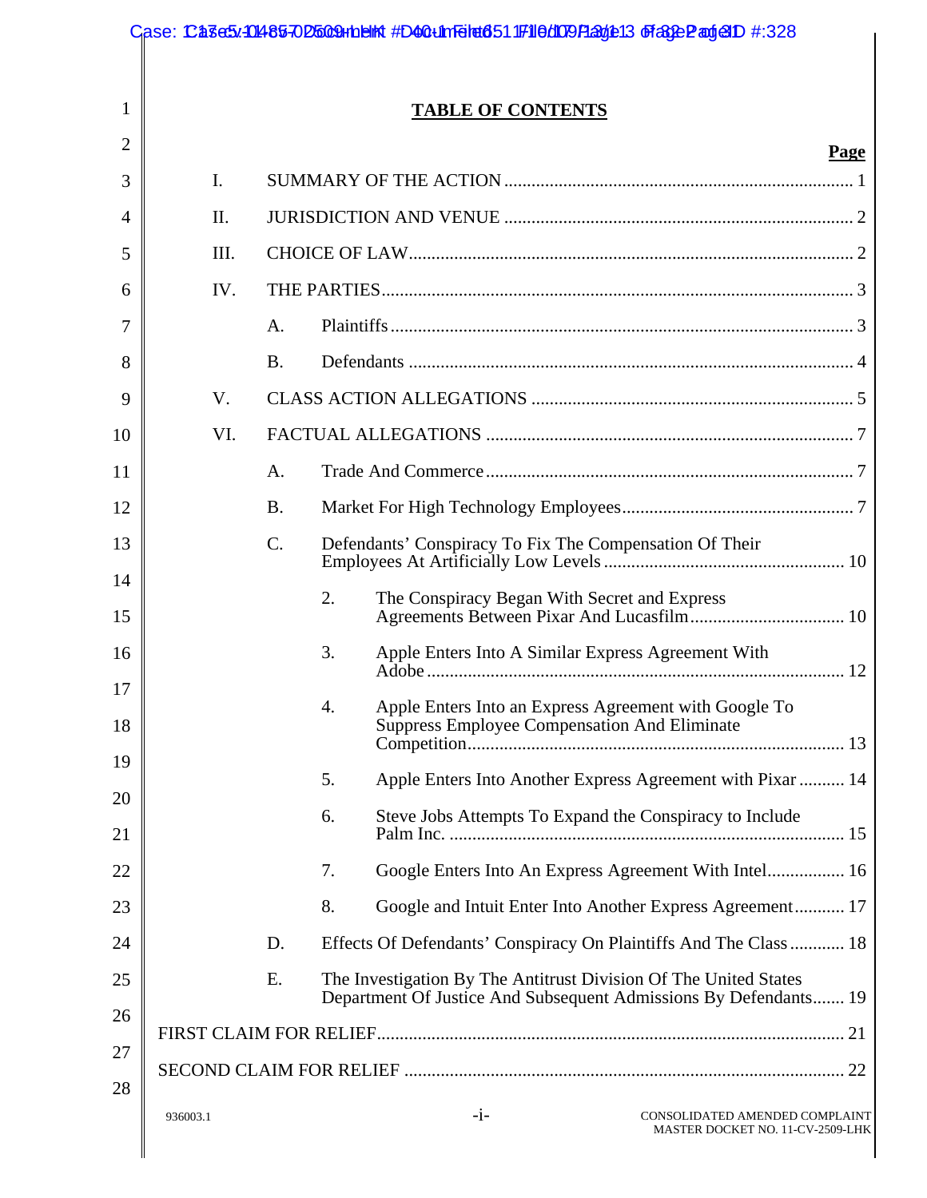# TABLE OF CONTENTS

| | Page |
|---|---|
| I. SUMMARY OF THE ACTION | 1 |
| II. JURISDICTION AND VENUE | 2 |
| III. CHOICE OF LAW | 2 |
| IV. THE PARTIES | 3 |
| A. Plaintiffs | 3 |
| B. Defendants | 4 |
| V. CLASS ACTION ALLEGATIONS | 5 |
| VI. FACTUAL ALLEGATIONS | 7 |
| A. Trade And Commerce | 7 |
| B. Market For High Technology Employees | 7 |
| C. Defendants' Conspiracy To Fix The Compensation Of Their Employees At Artificially Low Levels | 10 |
| 2. The Conspiracy Began With Secret and Express Agreements Between Pixar And Lucasfilm | 10 |
| 3. Apple Enters Into A Similar Express Agreement With Adobe | 12 |
| 4. Apple Enters Into an Express Agreement with Google To Suppress Employee Compensation And Eliminate Competition | 13 |
| 5. Apple Enters Into Another Express Agreement with Pixar | 14 |
| 6. Steve Jobs Attempts To Expand the Conspiracy to Include Palm Inc. | 15 |
| 7. Google Enters Into An Express Agreement With Intel | 16 |
| 8. Google and Intuit Enter Into Another Express Agreement | 17 |
| D. Effects Of Defendants' Conspiracy On Plaintiffs And The Class | 18 |
| E. The Investigation By The Antitrust Division Of The United States Department Of Justice And Subsequent Admissions By Defendants | 19 |
| FIRST CLAIM FOR RELIEF | 21 |
| SECOND CLAIM FOR RELIEF | 22 |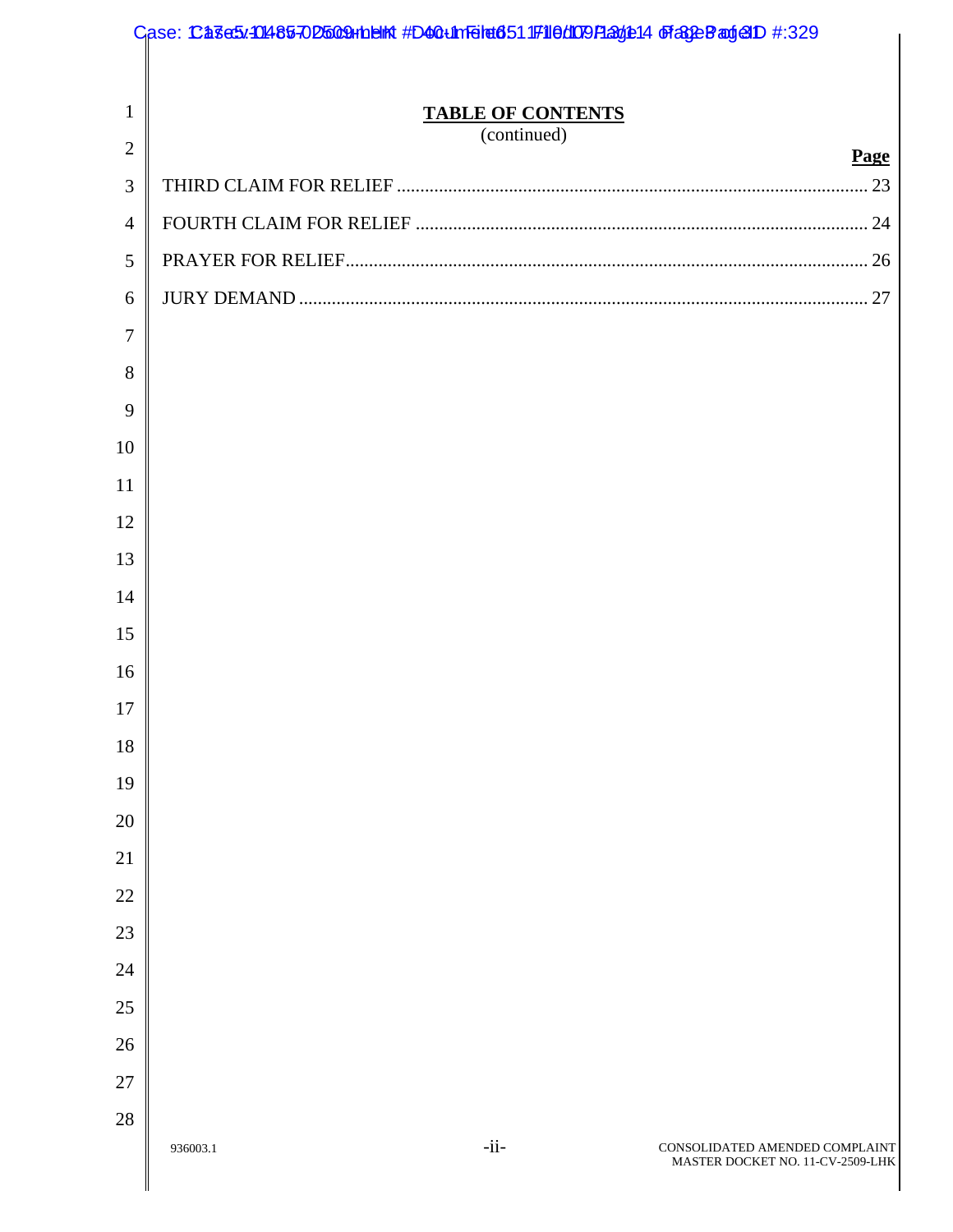## TABLE OF CONTENTS
(continued)

| | Page |
|---|---|
| THIRD CLAIM FOR RELIEF | 23 |
| FOURTH CLAIM FOR RELIEF | 24 |
| PRAYER FOR RELIEF | 26 |
| JURY DEMAND | 27 |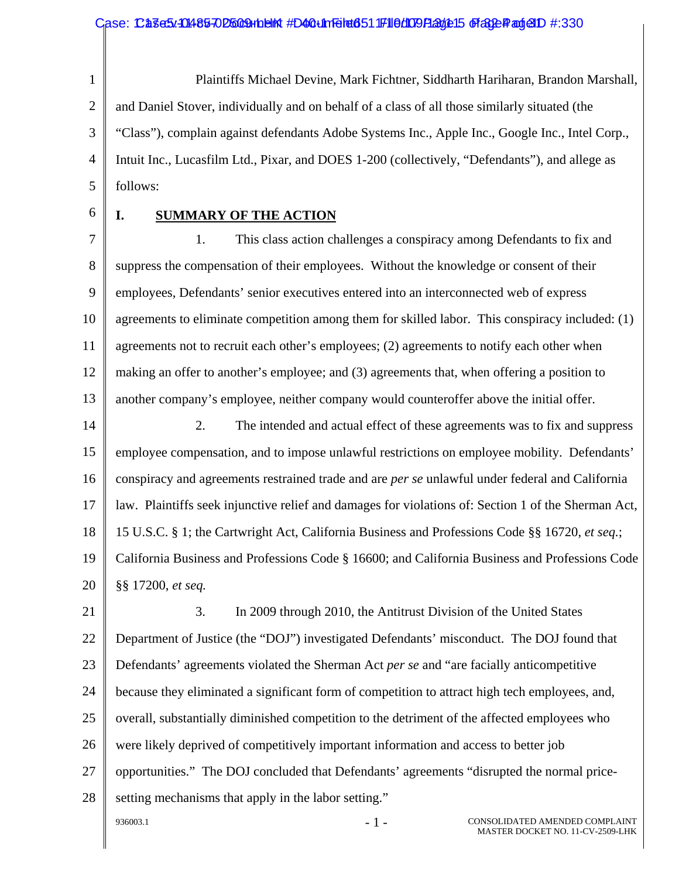Plaintiffs Michael Devine, Mark Fichtner, Siddharth Hariharan, Brandon Marshall, and Daniel Stover, individually and on behalf of a class of all those similarly situated (the "Class"), complain against defendants Adobe Systems Inc., Apple Inc., Google Inc., Intel Corp., Intuit Inc., Lucasfilm Ltd., Pixar, and DOES 1-200 (collectively, "Defendants"), and allege as follows:

## I. SUMMARY OF THE ACTION

1. This class action challenges a conspiracy among Defendants to fix and suppress the compensation of their employees. Without the knowledge or consent of their employees, Defendants' senior executives entered into an interconnected web of express agreements to eliminate competition among them for skilled labor. This conspiracy included: (1) agreements not to recruit each other's employees; (2) agreements to notify each other when making an offer to another's employee; and (3) agreements that, when offering a position to another company's employee, neither company would counteroffer above the initial offer.

2. The intended and actual effect of these agreements was to fix and suppress employee compensation, and to impose unlawful restrictions on employee mobility. Defendants' conspiracy and agreements restrained trade and are *per se* unlawful under federal and California law. Plaintiffs seek injunctive relief and damages for violations of: Section 1 of the Sherman Act, 15 U.S.C. § 1; the Cartwright Act, California Business and Professions Code §§ 16720, *et seq.*; California Business and Professions Code § 16600; and California Business and Professions Code §§ 17200, *et seq.*

3. In 2009 through 2010, the Antitrust Division of the United States Department of Justice (the "DOJ") investigated Defendants' misconduct. The DOJ found that Defendants' agreements violated the Sherman Act *per se* and "are facially anticompetitive because they eliminated a significant form of competition to attract high tech employees, and, overall, substantially diminished competition to the detriment of the affected employees who were likely deprived of competitively important information and access to better job opportunities." The DOJ concluded that Defendants' agreements "disrupted the normal price-setting mechanisms that apply in the labor setting."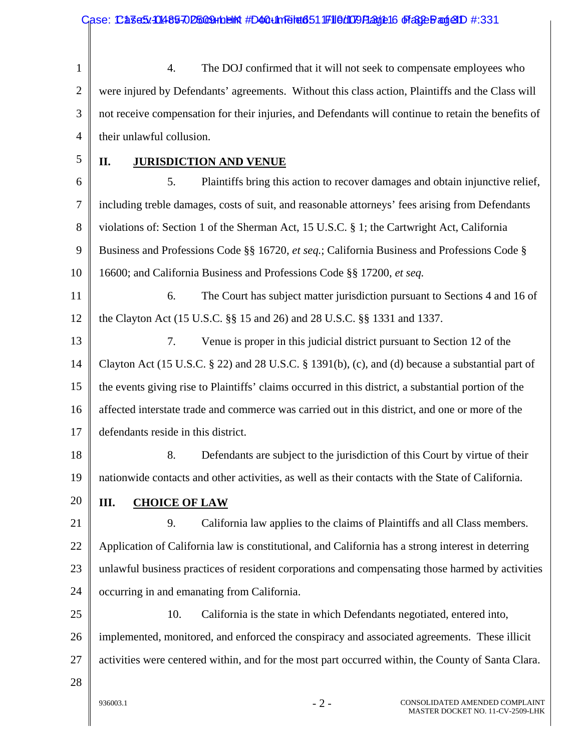4. The DOJ confirmed that it will not seek to compensate employees who were injured by Defendants' agreements. Without this class action, Plaintiffs and the Class will not receive compensation for their injuries, and Defendants will continue to retain the benefits of their unlawful collusion.

## II. JURISDICTION AND VENUE

5. Plaintiffs bring this action to recover damages and obtain injunctive relief, including treble damages, costs of suit, and reasonable attorneys' fees arising from Defendants violations of: Section 1 of the Sherman Act, 15 U.S.C. § 1; the Cartwright Act, California Business and Professions Code §§ 16720, *et seq.*; California Business and Professions Code § 16600; and California Business and Professions Code §§ 17200, *et seq.*

6. The Court has subject matter jurisdiction pursuant to Sections 4 and 16 of the Clayton Act (15 U.S.C. §§ 15 and 26) and 28 U.S.C. §§ 1331 and 1337.

7. Venue is proper in this judicial district pursuant to Section 12 of the Clayton Act (15 U.S.C. § 22) and 28 U.S.C. § 1391(b), (c), and (d) because a substantial part of the events giving rise to Plaintiffs' claims occurred in this district, a substantial portion of the affected interstate trade and commerce was carried out in this district, and one or more of the defendants reside in this district.

8. Defendants are subject to the jurisdiction of this Court by virtue of their nationwide contacts and other activities, as well as their contacts with the State of California.

## III. CHOICE OF LAW

9. California law applies to the claims of Plaintiffs and all Class members. Application of California law is constitutional, and California has a strong interest in deterring unlawful business practices of resident corporations and compensating those harmed by activities occurring in and emanating from California.

10. California is the state in which Defendants negotiated, entered into, implemented, monitored, and enforced the conspiracy and associated agreements. These illicit activities were centered within, and for the most part occurred within, the County of Santa Clara.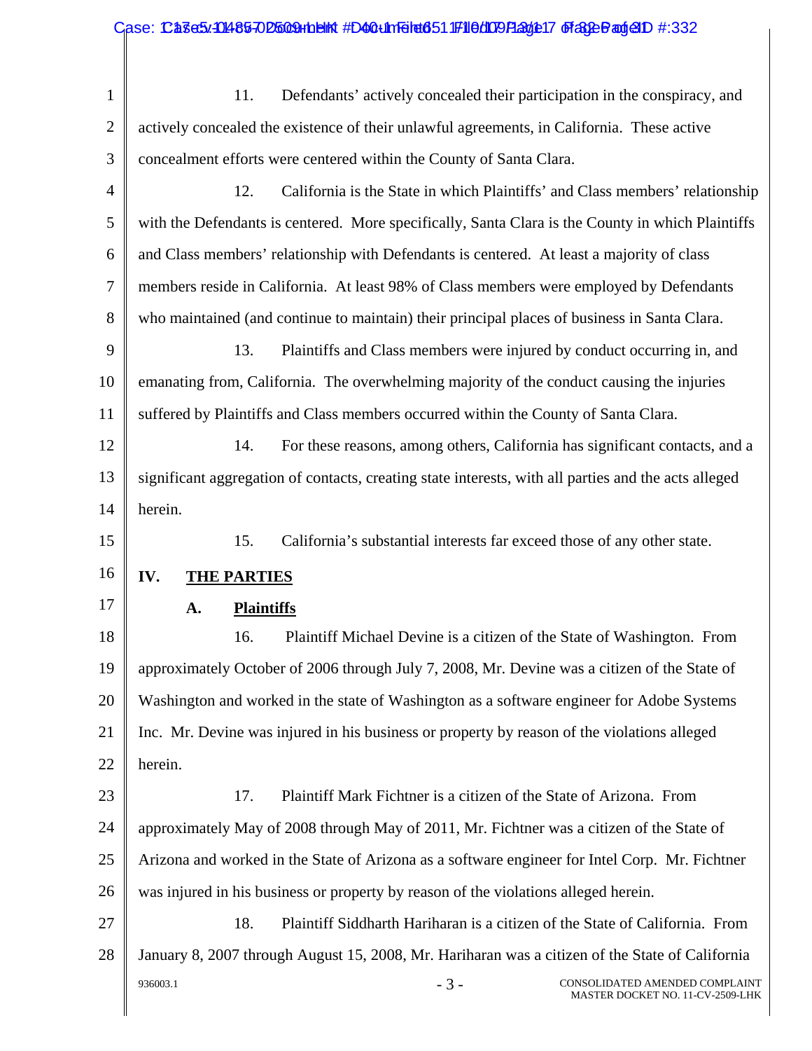11. Defendants' actively concealed their participation in the conspiracy, and actively concealed the existence of their unlawful agreements, in California. These active concealment efforts were centered within the County of Santa Clara.

12. California is the State in which Plaintiffs' and Class members' relationship with the Defendants is centered. More specifically, Santa Clara is the County in which Plaintiffs and Class members' relationship with Defendants is centered. At least a majority of class members reside in California. At least 98% of Class members were employed by Defendants who maintained (and continue to maintain) their principal places of business in Santa Clara.

13. Plaintiffs and Class members were injured by conduct occurring in, and emanating from, California. The overwhelming majority of the conduct causing the injuries suffered by Plaintiffs and Class members occurred within the County of Santa Clara.

14. For these reasons, among others, California has significant contacts, and a significant aggregation of contacts, creating state interests, with all parties and the acts alleged herein.

15. California's substantial interests far exceed those of any other state.

## IV. THE PARTIES

### A. Plaintiffs

16. Plaintiff Michael Devine is a citizen of the State of Washington. From approximately October of 2006 through July 7, 2008, Mr. Devine was a citizen of the State of Washington and worked in the state of Washington as a software engineer for Adobe Systems Inc. Mr. Devine was injured in his business or property by reason of the violations alleged herein.

17. Plaintiff Mark Fichtner is a citizen of the State of Arizona. From approximately May of 2008 through May of 2011, Mr. Fichtner was a citizen of the State of Arizona and worked in the State of Arizona as a software engineer for Intel Corp. Mr. Fichtner was injured in his business or property by reason of the violations alleged herein.

18. Plaintiff Siddharth Hariharan is a citizen of the State of California. From January 8, 2007 through August 15, 2008, Mr. Hariharan was a citizen of the State of California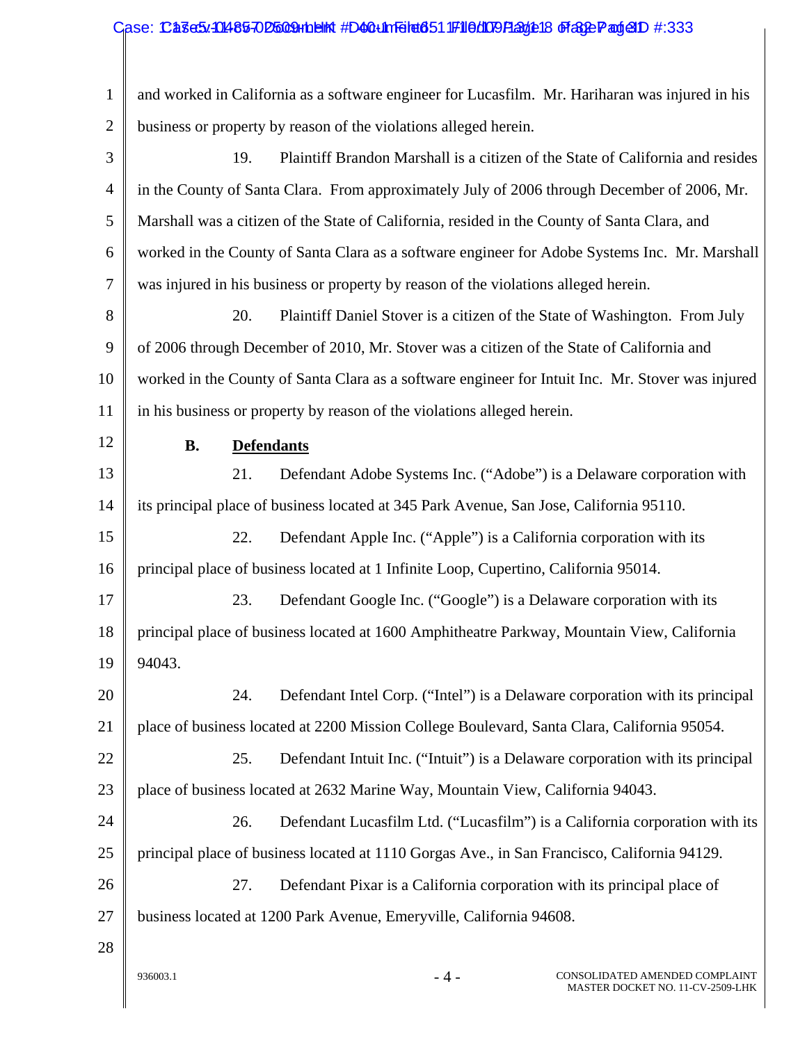and worked in California as a software engineer for Lucasfilm. Mr. Hariharan was injured in his business or property by reason of the violations alleged herein.

19. Plaintiff Brandon Marshall is a citizen of the State of California and resides in the County of Santa Clara. From approximately July of 2006 through December of 2006, Mr. Marshall was a citizen of the State of California, resided in the County of Santa Clara, and worked in the County of Santa Clara as a software engineer for Adobe Systems Inc. Mr. Marshall was injured in his business or property by reason of the violations alleged herein.

20. Plaintiff Daniel Stover is a citizen of the State of Washington. From July of 2006 through December of 2010, Mr. Stover was a citizen of the State of California and worked in the County of Santa Clara as a software engineer for Intuit Inc. Mr. Stover was injured in his business or property by reason of the violations alleged herein.

**B. Defendants**

21. Defendant Adobe Systems Inc. ("Adobe") is a Delaware corporation with its principal place of business located at 345 Park Avenue, San Jose, California 95110.

22. Defendant Apple Inc. ("Apple") is a California corporation with its principal place of business located at 1 Infinite Loop, Cupertino, California 95014.

23. Defendant Google Inc. ("Google") is a Delaware corporation with its principal place of business located at 1600 Amphitheatre Parkway, Mountain View, California 94043.

24. Defendant Intel Corp. ("Intel") is a Delaware corporation with its principal place of business located at 2200 Mission College Boulevard, Santa Clara, California 95054.

25. Defendant Intuit Inc. ("Intuit") is a Delaware corporation with its principal place of business located at 2632 Marine Way, Mountain View, California 94043.

26. Defendant Lucasfilm Ltd. ("Lucasfilm") is a California corporation with its principal place of business located at 1110 Gorgas Ave., in San Francisco, California 94129.

27. Defendant Pixar is a California corporation with its principal place of business located at 1200 Park Avenue, Emeryville, California 94608.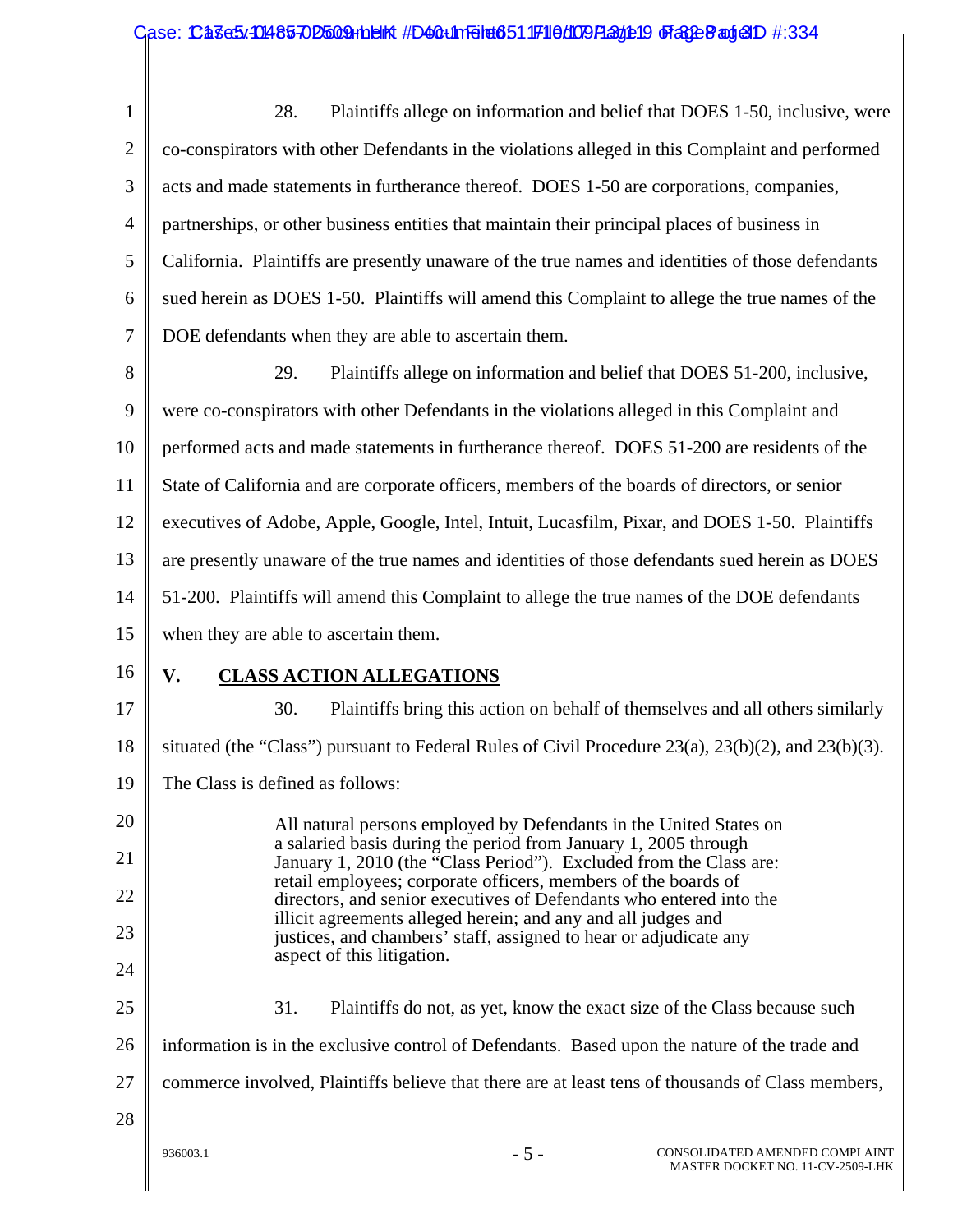28. Plaintiffs allege on information and belief that DOES 1-50, inclusive, were co-conspirators with other Defendants in the violations alleged in this Complaint and performed acts and made statements in furtherance thereof. DOES 1-50 are corporations, companies, partnerships, or other business entities that maintain their principal places of business in California. Plaintiffs are presently unaware of the true names and identities of those defendants sued herein as DOES 1-50. Plaintiffs will amend this Complaint to allege the true names of the DOE defendants when they are able to ascertain them.

29. Plaintiffs allege on information and belief that DOES 51-200, inclusive, were co-conspirators with other Defendants in the violations alleged in this Complaint and performed acts and made statements in furtherance thereof. DOES 51-200 are residents of the State of California and are corporate officers, members of the boards of directors, or senior executives of Adobe, Apple, Google, Intel, Intuit, Lucasfilm, Pixar, and DOES 1-50. Plaintiffs are presently unaware of the true names and identities of those defendants sued herein as DOES 51-200. Plaintiffs will amend this Complaint to allege the true names of the DOE defendants when they are able to ascertain them.

## V. CLASS ACTION ALLEGATIONS

30. Plaintiffs bring this action on behalf of themselves and all others similarly situated (the "Class") pursuant to Federal Rules of Civil Procedure 23(a), 23(b)(2), and 23(b)(3). The Class is defined as follows:

> All natural persons employed by Defendants in the United States on a salaried basis during the period from January 1, 2005 through January 1, 2010 (the "Class Period"). Excluded from the Class are: retail employees; corporate officers, members of the boards of directors, and senior executives of Defendants who entered into the illicit agreements alleged herein; and any and all judges and justices, and chambers' staff, assigned to hear or adjudicate any aspect of this litigation.

31. Plaintiffs do not, as yet, know the exact size of the Class because such information is in the exclusive control of Defendants. Based upon the nature of the trade and commerce involved, Plaintiffs believe that there are at least tens of thousands of Class members,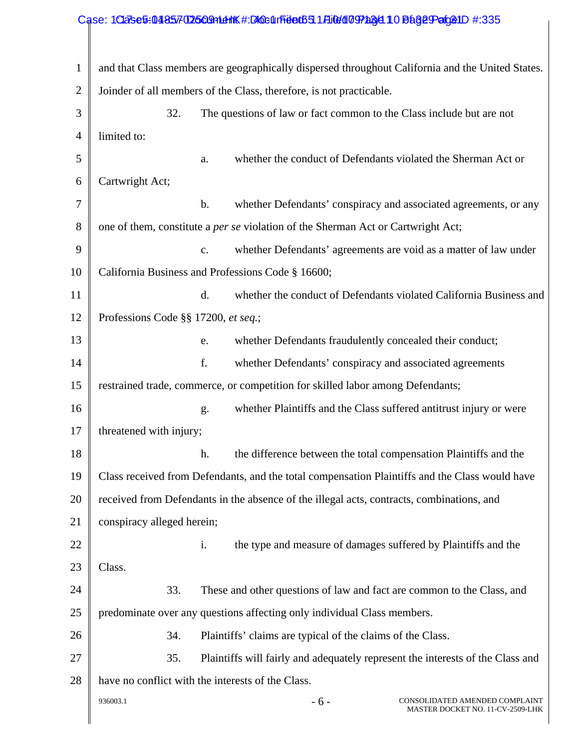and that Class members are geographically dispersed throughout California and the United States. Joinder of all members of the Class, therefore, is not practicable.

32. The questions of law or fact common to the Class include but are not limited to:

a. whether the conduct of Defendants violated the Sherman Act or Cartwright Act;

b. whether Defendants' conspiracy and associated agreements, or any one of them, constitute a *per se* violation of the Sherman Act or Cartwright Act;

c. whether Defendants' agreements are void as a matter of law under California Business and Professions Code § 16600;

d. whether the conduct of Defendants violated California Business and Professions Code §§ 17200, *et seq.*;

e. whether Defendants fraudulently concealed their conduct;

f. whether Defendants' conspiracy and associated agreements restrained trade, commerce, or competition for skilled labor among Defendants;

g. whether Plaintiffs and the Class suffered antitrust injury or were threatened with injury;

h. the difference between the total compensation Plaintiffs and the Class received from Defendants, and the total compensation Plaintiffs and the Class would have received from Defendants in the absence of the illegal acts, contracts, combinations, and conspiracy alleged herein;

i. the type and measure of damages suffered by Plaintiffs and the Class.

33. These and other questions of law and fact are common to the Class, and predominate over any questions affecting only individual Class members.

34. Plaintiffs' claims are typical of the claims of the Class.

35. Plaintiffs will fairly and adequately represent the interests of the Class and have no conflict with the interests of the Class.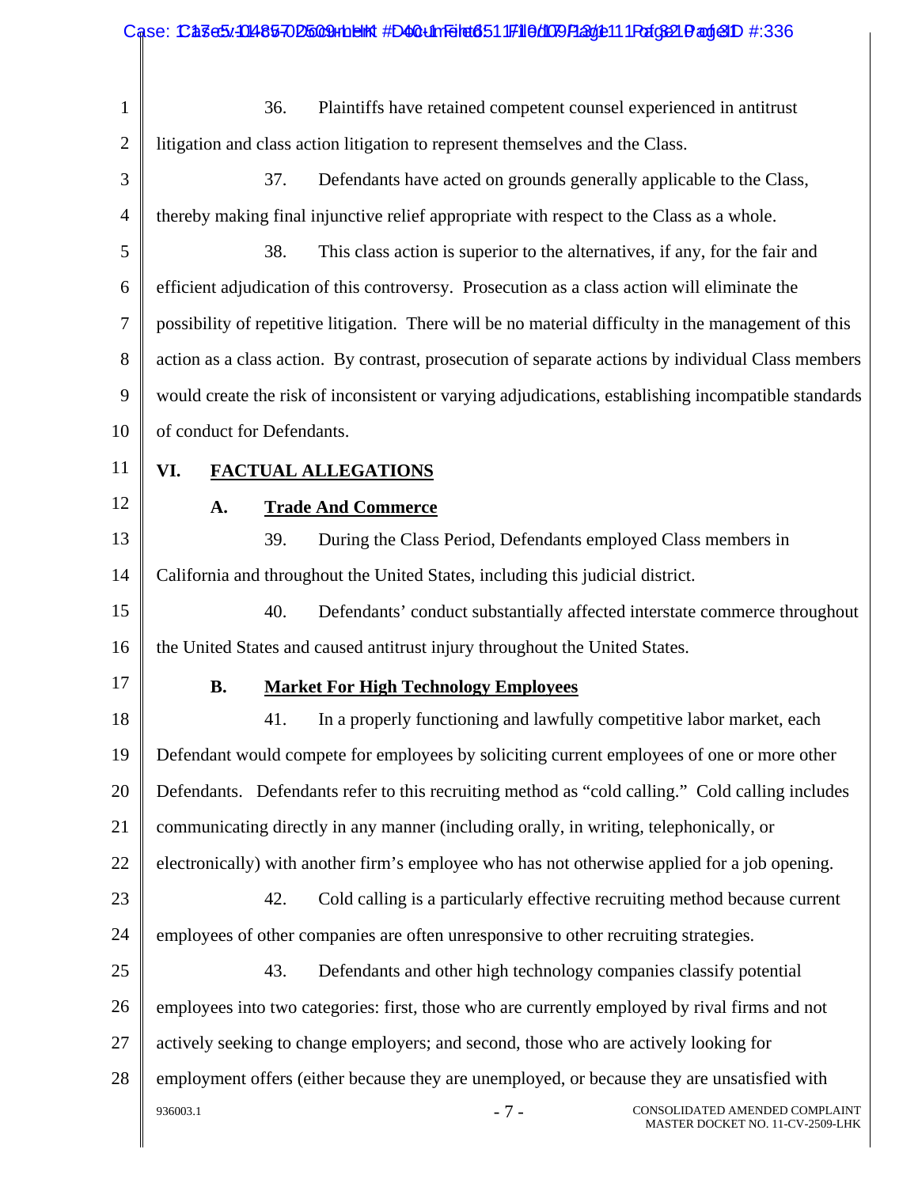36. Plaintiffs have retained competent counsel experienced in antitrust litigation and class action litigation to represent themselves and the Class.

37. Defendants have acted on grounds generally applicable to the Class, thereby making final injunctive relief appropriate with respect to the Class as a whole.

38. This class action is superior to the alternatives, if any, for the fair and efficient adjudication of this controversy. Prosecution as a class action will eliminate the possibility of repetitive litigation. There will be no material difficulty in the management of this action as a class action. By contrast, prosecution of separate actions by individual Class members would create the risk of inconsistent or varying adjudications, establishing incompatible standards of conduct for Defendants.

## VI. FACTUAL ALLEGATIONS

### A. Trade And Commerce

39. During the Class Period, Defendants employed Class members in California and throughout the United States, including this judicial district.

40. Defendants' conduct substantially affected interstate commerce throughout the United States and caused antitrust injury throughout the United States.

### B. Market For High Technology Employees

41. In a properly functioning and lawfully competitive labor market, each Defendant would compete for employees by soliciting current employees of one or more other Defendants. Defendants refer to this recruiting method as "cold calling." Cold calling includes communicating directly in any manner (including orally, in writing, telephonically, or electronically) with another firm's employee who has not otherwise applied for a job opening.

42. Cold calling is a particularly effective recruiting method because current employees of other companies are often unresponsive to other recruiting strategies.

43. Defendants and other high technology companies classify potential employees into two categories: first, those who are currently employed by rival firms and not actively seeking to change employers; and second, those who are actively looking for employment offers (either because they are unemployed, or because they are unsatisfied with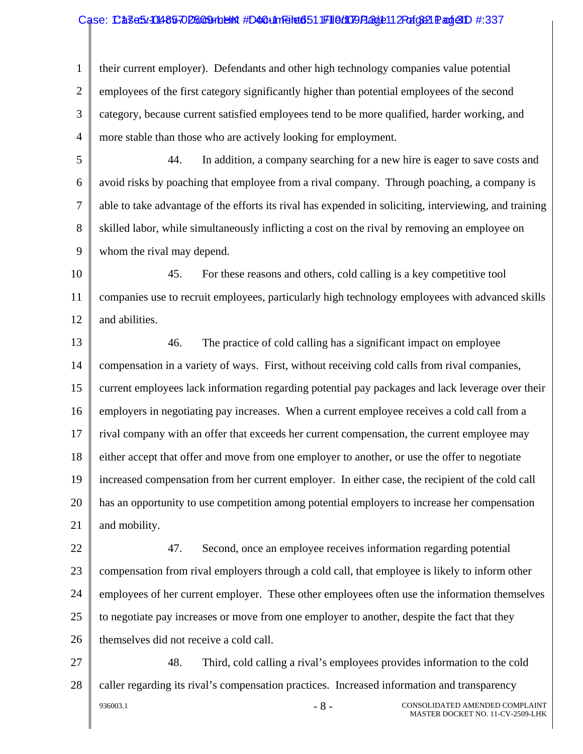their current employer). Defendants and other high technology companies value potential employees of the first category significantly higher than potential employees of the second category, because current satisfied employees tend to be more qualified, harder working, and more stable than those who are actively looking for employment.

44. In addition, a company searching for a new hire is eager to save costs and avoid risks by poaching that employee from a rival company. Through poaching, a company is able to take advantage of the efforts its rival has expended in soliciting, interviewing, and training skilled labor, while simultaneously inflicting a cost on the rival by removing an employee on whom the rival may depend.

45. For these reasons and others, cold calling is a key competitive tool companies use to recruit employees, particularly high technology employees with advanced skills and abilities.

46. The practice of cold calling has a significant impact on employee compensation in a variety of ways. First, without receiving cold calls from rival companies, current employees lack information regarding potential pay packages and lack leverage over their employers in negotiating pay increases. When a current employee receives a cold call from a rival company with an offer that exceeds her current compensation, the current employee may either accept that offer and move from one employer to another, or use the offer to negotiate increased compensation from her current employer. In either case, the recipient of the cold call has an opportunity to use competition among potential employers to increase her compensation and mobility.

47. Second, once an employee receives information regarding potential compensation from rival employers through a cold call, that employee is likely to inform other employees of her current employer. These other employees often use the information themselves to negotiate pay increases or move from one employer to another, despite the fact that they themselves did not receive a cold call.

48. Third, cold calling a rival's employees provides information to the cold caller regarding its rival's compensation practices. Increased information and transparency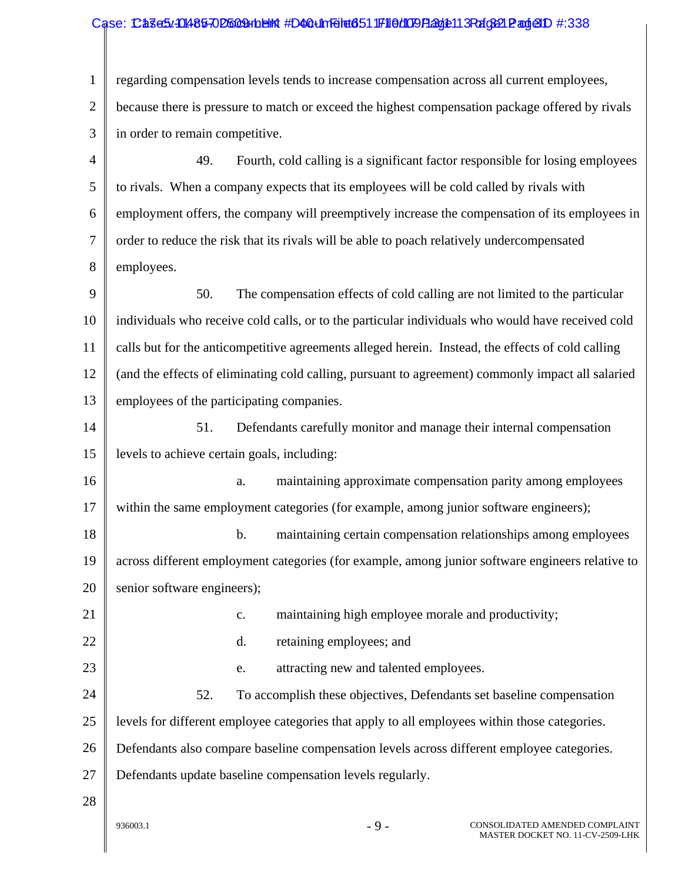regarding compensation levels tends to increase compensation across all current employees, because there is pressure to match or exceed the highest compensation package offered by rivals in order to remain competitive.

49. Fourth, cold calling is a significant factor responsible for losing employees to rivals. When a company expects that its employees will be cold called by rivals with employment offers, the company will preemptively increase the compensation of its employees in order to reduce the risk that its rivals will be able to poach relatively undercompensated employees.

50. The compensation effects of cold calling are not limited to the particular individuals who receive cold calls, or to the particular individuals who would have received cold calls but for the anticompetitive agreements alleged herein. Instead, the effects of cold calling (and the effects of eliminating cold calling, pursuant to agreement) commonly impact all salaried employees of the participating companies.

51. Defendants carefully monitor and manage their internal compensation levels to achieve certain goals, including:

a. maintaining approximate compensation parity among employees within the same employment categories (for example, among junior software engineers);

b. maintaining certain compensation relationships among employees across different employment categories (for example, among junior software engineers relative to senior software engineers);

c. maintaining high employee morale and productivity;

d. retaining employees; and

e. attracting new and talented employees.

52. To accomplish these objectives, Defendants set baseline compensation levels for different employee categories that apply to all employees within those categories. Defendants also compare baseline compensation levels across different employee categories. Defendants update baseline compensation levels regularly.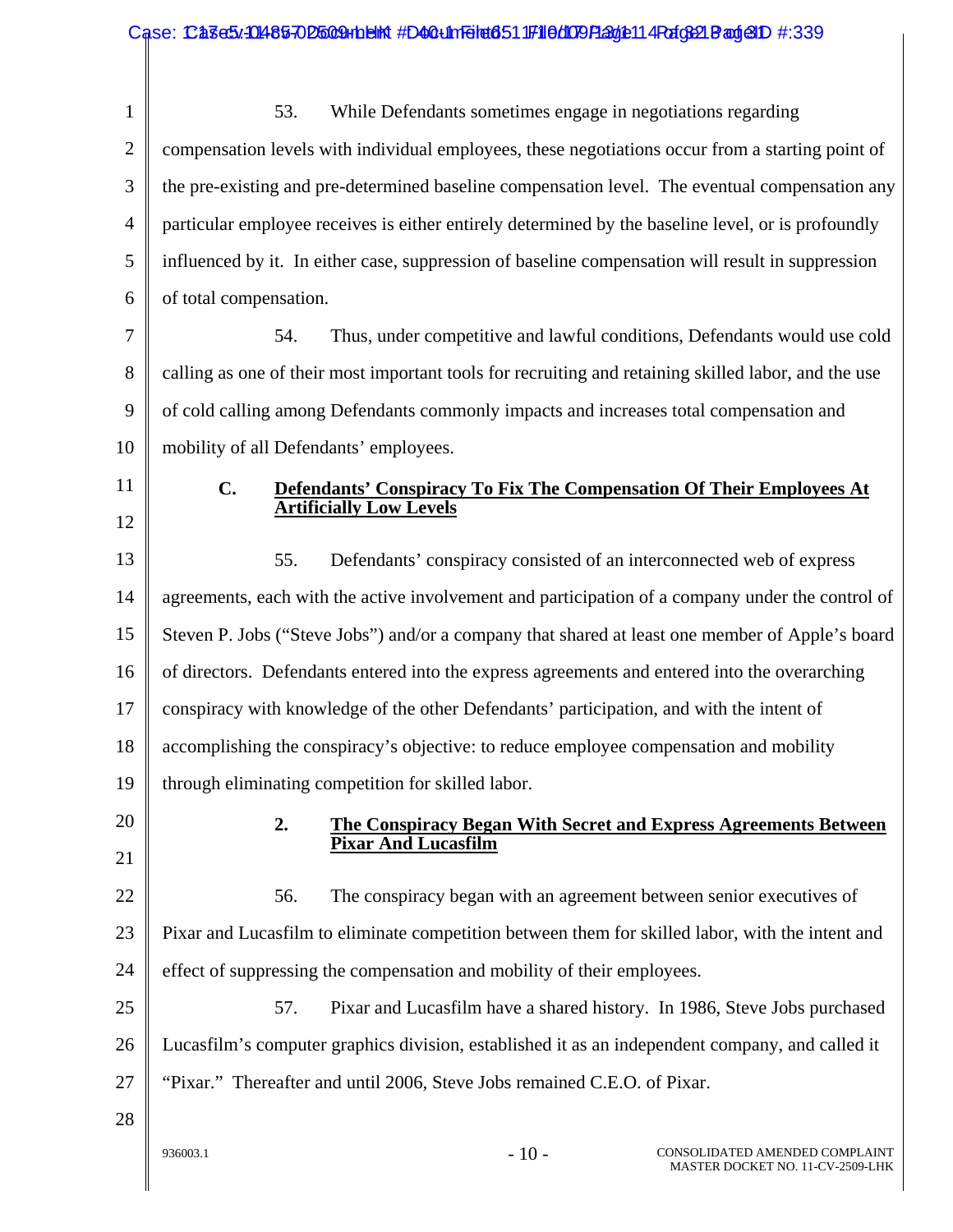53. While Defendants sometimes engage in negotiations regarding compensation levels with individual employees, these negotiations occur from a starting point of the pre-existing and pre-determined baseline compensation level. The eventual compensation any particular employee receives is either entirely determined by the baseline level, or is profoundly influenced by it. In either case, suppression of baseline compensation will result in suppression of total compensation.

54. Thus, under competitive and lawful conditions, Defendants would use cold calling as one of their most important tools for recruiting and retaining skilled labor, and the use of cold calling among Defendants commonly impacts and increases total compensation and mobility of all Defendants' employees.

### C. Defendants' Conspiracy To Fix The Compensation Of Their Employees At Artificially Low Levels

55. Defendants' conspiracy consisted of an interconnected web of express agreements, each with the active involvement and participation of a company under the control of Steven P. Jobs ("Steve Jobs") and/or a company that shared at least one member of Apple's board of directors. Defendants entered into the express agreements and entered into the overarching conspiracy with knowledge of the other Defendants' participation, and with the intent of accomplishing the conspiracy's objective: to reduce employee compensation and mobility through eliminating competition for skilled labor.

#### 2. The Conspiracy Began With Secret and Express Agreements Between Pixar And Lucasfilm

56. The conspiracy began with an agreement between senior executives of Pixar and Lucasfilm to eliminate competition between them for skilled labor, with the intent and effect of suppressing the compensation and mobility of their employees.

57. Pixar and Lucasfilm have a shared history. In 1986, Steve Jobs purchased Lucasfilm's computer graphics division, established it as an independent company, and called it "Pixar." Thereafter and until 2006, Steve Jobs remained C.E.O. of Pixar.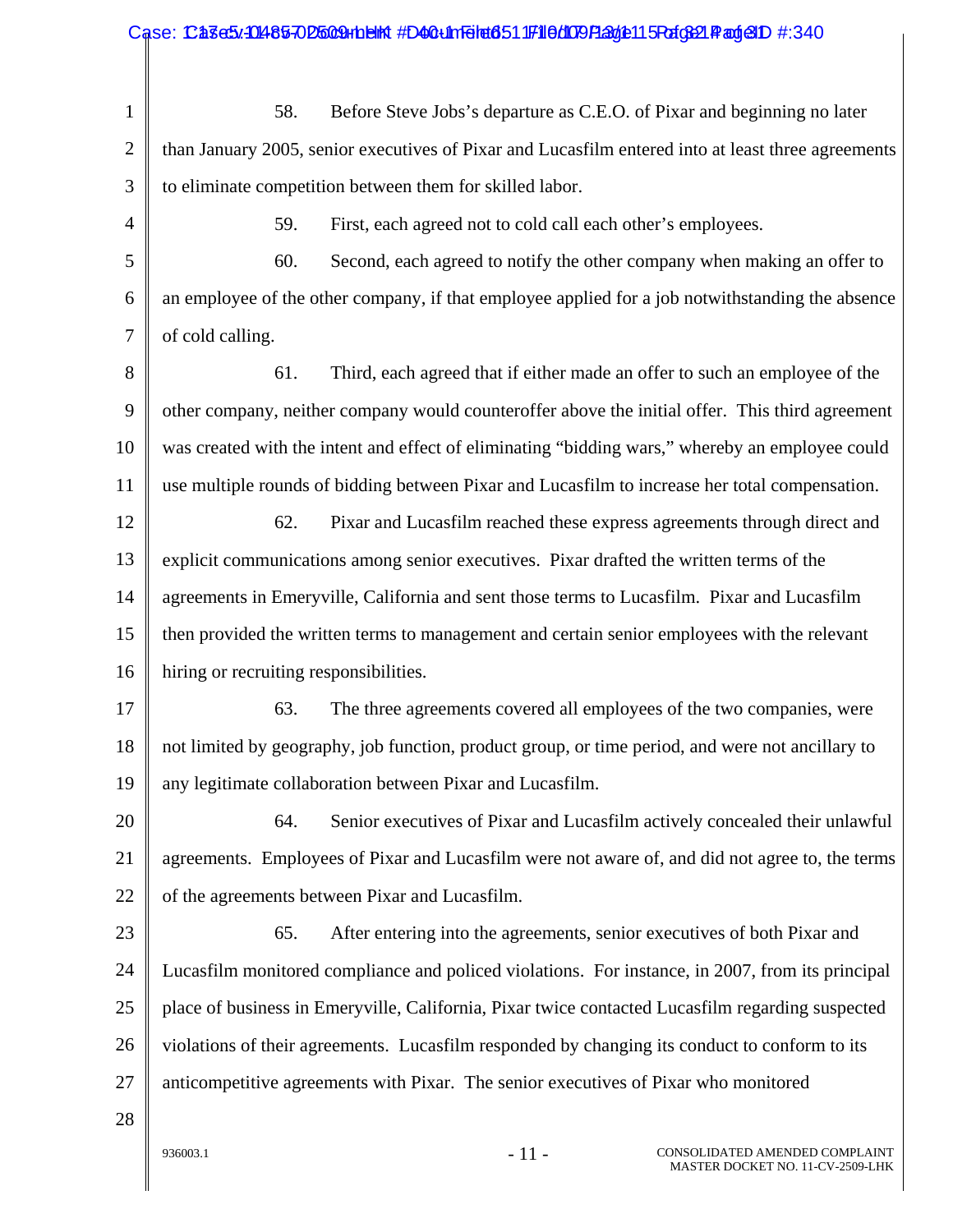58. Before Steve Jobs's departure as C.E.O. of Pixar and beginning no later than January 2005, senior executives of Pixar and Lucasfilm entered into at least three agreements to eliminate competition between them for skilled labor.

59. First, each agreed not to cold call each other's employees.

60. Second, each agreed to notify the other company when making an offer to an employee of the other company, if that employee applied for a job notwithstanding the absence of cold calling.

61. Third, each agreed that if either made an offer to such an employee of the other company, neither company would counteroffer above the initial offer. This third agreement was created with the intent and effect of eliminating "bidding wars," whereby an employee could use multiple rounds of bidding between Pixar and Lucasfilm to increase her total compensation.

62. Pixar and Lucasfilm reached these express agreements through direct and explicit communications among senior executives. Pixar drafted the written terms of the agreements in Emeryville, California and sent those terms to Lucasfilm. Pixar and Lucasfilm then provided the written terms to management and certain senior employees with the relevant hiring or recruiting responsibilities.

63. The three agreements covered all employees of the two companies, were not limited by geography, job function, product group, or time period, and were not ancillary to any legitimate collaboration between Pixar and Lucasfilm.

64. Senior executives of Pixar and Lucasfilm actively concealed their unlawful agreements. Employees of Pixar and Lucasfilm were not aware of, and did not agree to, the terms of the agreements between Pixar and Lucasfilm.

65. After entering into the agreements, senior executives of both Pixar and Lucasfilm monitored compliance and policed violations. For instance, in 2007, from its principal place of business in Emeryville, California, Pixar twice contacted Lucasfilm regarding suspected violations of their agreements. Lucasfilm responded by changing its conduct to conform to its anticompetitive agreements with Pixar. The senior executives of Pixar who monitored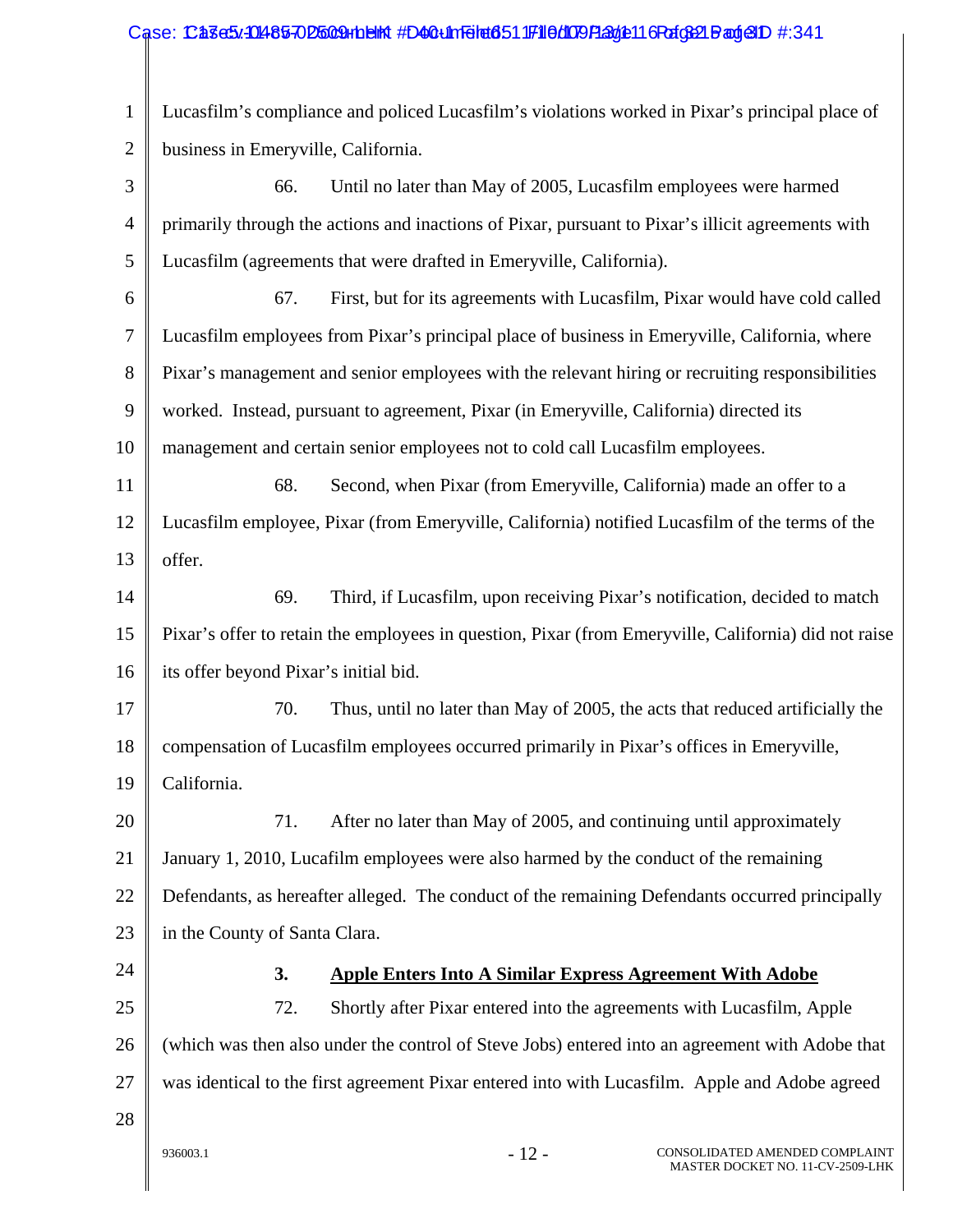Lucasfilm's compliance and policed Lucasfilm's violations worked in Pixar's principal place of business in Emeryville, California.

66. Until no later than May of 2005, Lucasfilm employees were harmed primarily through the actions and inactions of Pixar, pursuant to Pixar's illicit agreements with Lucasfilm (agreements that were drafted in Emeryville, California).

67. First, but for its agreements with Lucasfilm, Pixar would have cold called Lucasfilm employees from Pixar's principal place of business in Emeryville, California, where Pixar's management and senior employees with the relevant hiring or recruiting responsibilities worked. Instead, pursuant to agreement, Pixar (in Emeryville, California) directed its management and certain senior employees not to cold call Lucasfilm employees.

68. Second, when Pixar (from Emeryville, California) made an offer to a Lucasfilm employee, Pixar (from Emeryville, California) notified Lucasfilm of the terms of the offer.

69. Third, if Lucasfilm, upon receiving Pixar's notification, decided to match Pixar's offer to retain the employees in question, Pixar (from Emeryville, California) did not raise its offer beyond Pixar's initial bid.

70. Thus, until no later than May of 2005, the acts that reduced artificially the compensation of Lucasfilm employees occurred primarily in Pixar's offices in Emeryville, California.

71. After no later than May of 2005, and continuing until approximately January 1, 2010, Lucafilm employees were also harmed by the conduct of the remaining Defendants, as hereafter alleged. The conduct of the remaining Defendants occurred principally in the County of Santa Clara.

### 3. Apple Enters Into A Similar Express Agreement With Adobe

72. Shortly after Pixar entered into the agreements with Lucasfilm, Apple (which was then also under the control of Steve Jobs) entered into an agreement with Adobe that was identical to the first agreement Pixar entered into with Lucasfilm. Apple and Adobe agreed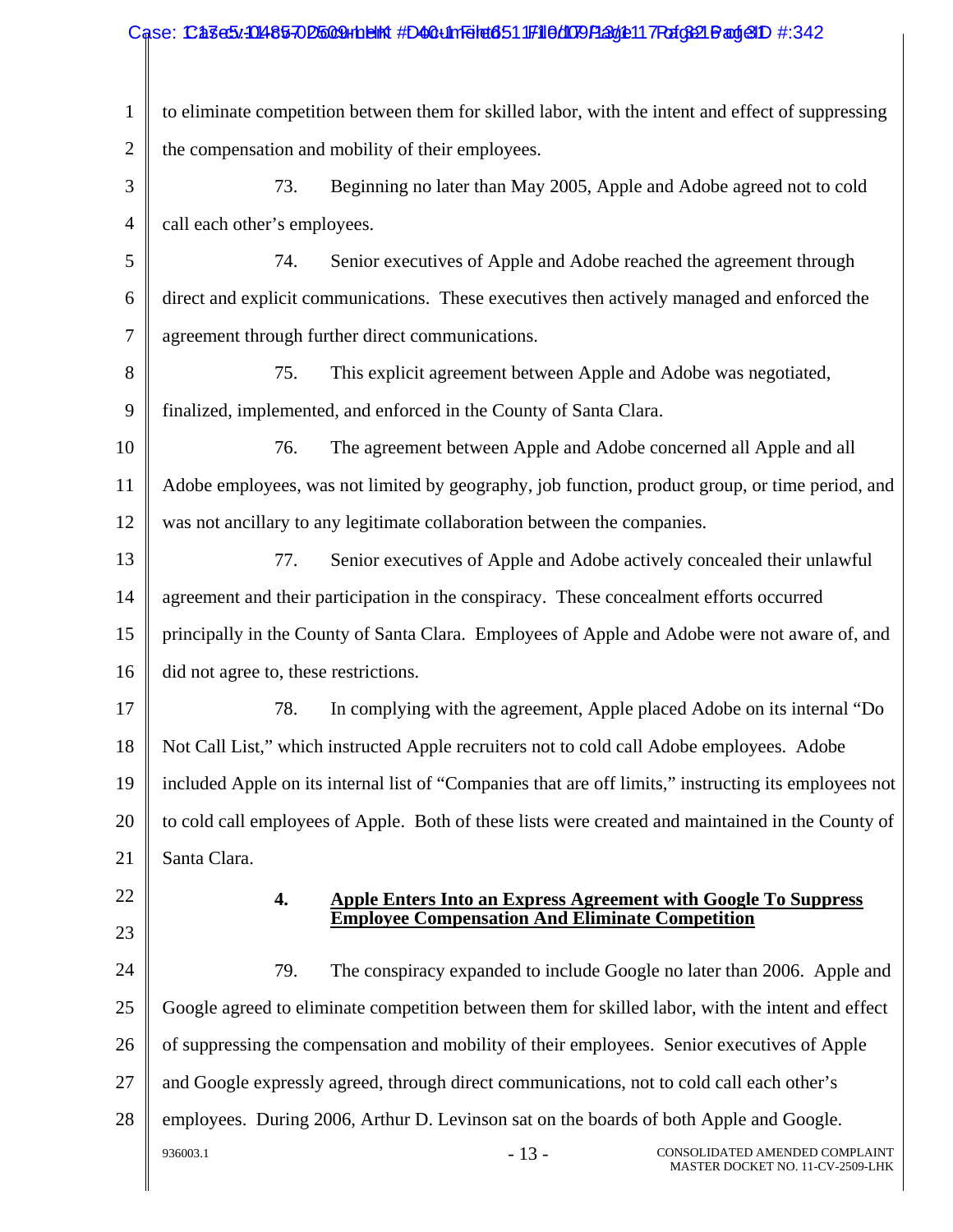to eliminate competition between them for skilled labor, with the intent and effect of suppressing the compensation and mobility of their employees.

73. Beginning no later than May 2005, Apple and Adobe agreed not to cold call each other's employees.

74. Senior executives of Apple and Adobe reached the agreement through direct and explicit communications. These executives then actively managed and enforced the agreement through further direct communications.

75. This explicit agreement between Apple and Adobe was negotiated, finalized, implemented, and enforced in the County of Santa Clara.

76. The agreement between Apple and Adobe concerned all Apple and all Adobe employees, was not limited by geography, job function, product group, or time period, and was not ancillary to any legitimate collaboration between the companies.

77. Senior executives of Apple and Adobe actively concealed their unlawful agreement and their participation in the conspiracy. These concealment efforts occurred principally in the County of Santa Clara. Employees of Apple and Adobe were not aware of, and did not agree to, these restrictions.

78. In complying with the agreement, Apple placed Adobe on its internal "Do Not Call List," which instructed Apple recruiters not to cold call Adobe employees. Adobe included Apple on its internal list of "Companies that are off limits," instructing its employees not to cold call employees of Apple. Both of these lists were created and maintained in the County of Santa Clara.

### 4. Apple Enters Into an Express Agreement with Google To Suppress Employee Compensation And Eliminate Competition

79. The conspiracy expanded to include Google no later than 2006. Apple and Google agreed to eliminate competition between them for skilled labor, with the intent and effect of suppressing the compensation and mobility of their employees. Senior executives of Apple and Google expressly agreed, through direct communications, not to cold call each other's employees. During 2006, Arthur D. Levinson sat on the boards of both Apple and Google.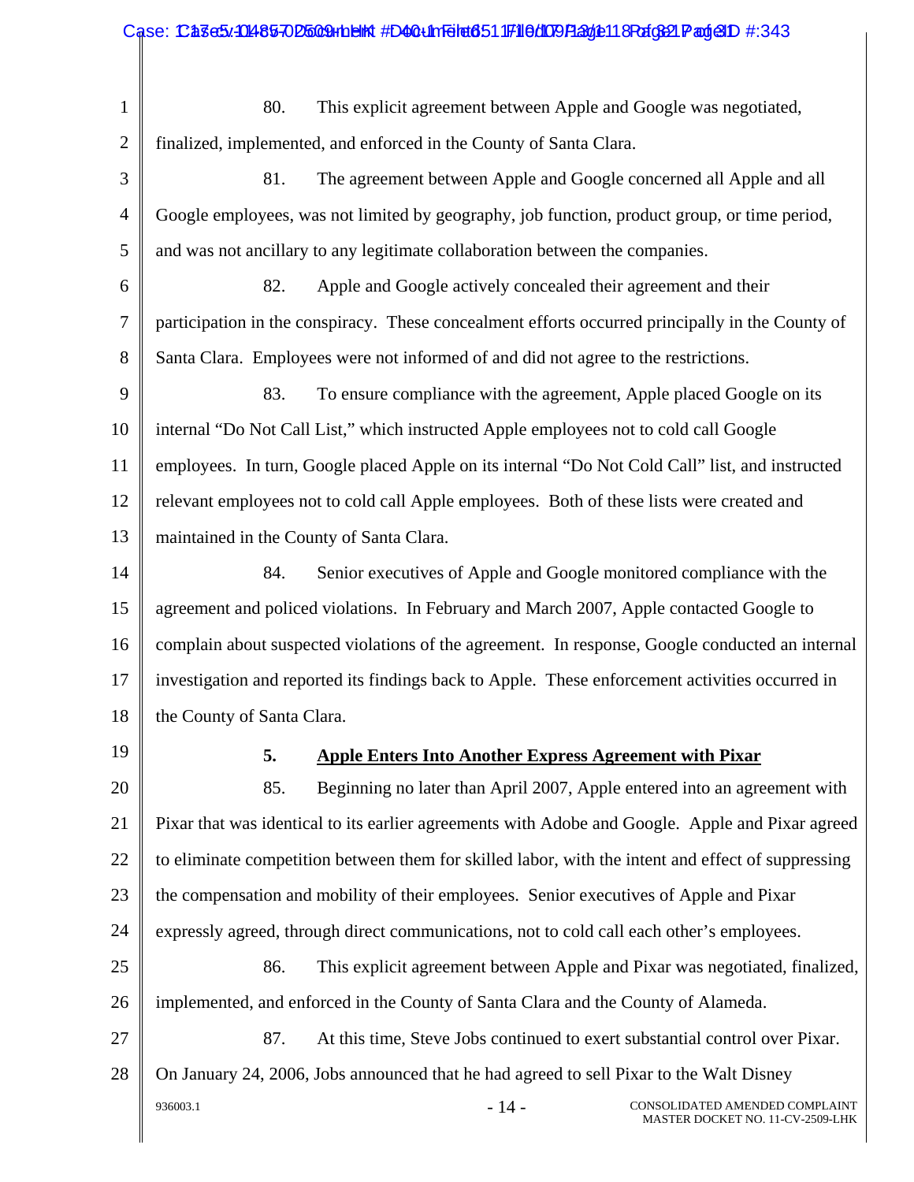80. This explicit agreement between Apple and Google was negotiated, finalized, implemented, and enforced in the County of Santa Clara.

81. The agreement between Apple and Google concerned all Apple and all Google employees, was not limited by geography, job function, product group, or time period, and was not ancillary to any legitimate collaboration between the companies.

82. Apple and Google actively concealed their agreement and their participation in the conspiracy. These concealment efforts occurred principally in the County of Santa Clara. Employees were not informed of and did not agree to the restrictions.

83. To ensure compliance with the agreement, Apple placed Google on its internal "Do Not Call List," which instructed Apple employees not to cold call Google employees. In turn, Google placed Apple on its internal "Do Not Cold Call" list, and instructed relevant employees not to cold call Apple employees. Both of these lists were created and maintained in the County of Santa Clara.

84. Senior executives of Apple and Google monitored compliance with the agreement and policed violations. In February and March 2007, Apple contacted Google to complain about suspected violations of the agreement. In response, Google conducted an internal investigation and reported its findings back to Apple. These enforcement activities occurred in the County of Santa Clara.

### 5. Apple Enters Into Another Express Agreement with Pixar

85. Beginning no later than April 2007, Apple entered into an agreement with Pixar that was identical to its earlier agreements with Adobe and Google. Apple and Pixar agreed to eliminate competition between them for skilled labor, with the intent and effect of suppressing the compensation and mobility of their employees. Senior executives of Apple and Pixar expressly agreed, through direct communications, not to cold call each other's employees.

86. This explicit agreement between Apple and Pixar was negotiated, finalized, implemented, and enforced in the County of Santa Clara and the County of Alameda.

87. At this time, Steve Jobs continued to exert substantial control over Pixar. On January 24, 2006, Jobs announced that he had agreed to sell Pixar to the Walt Disney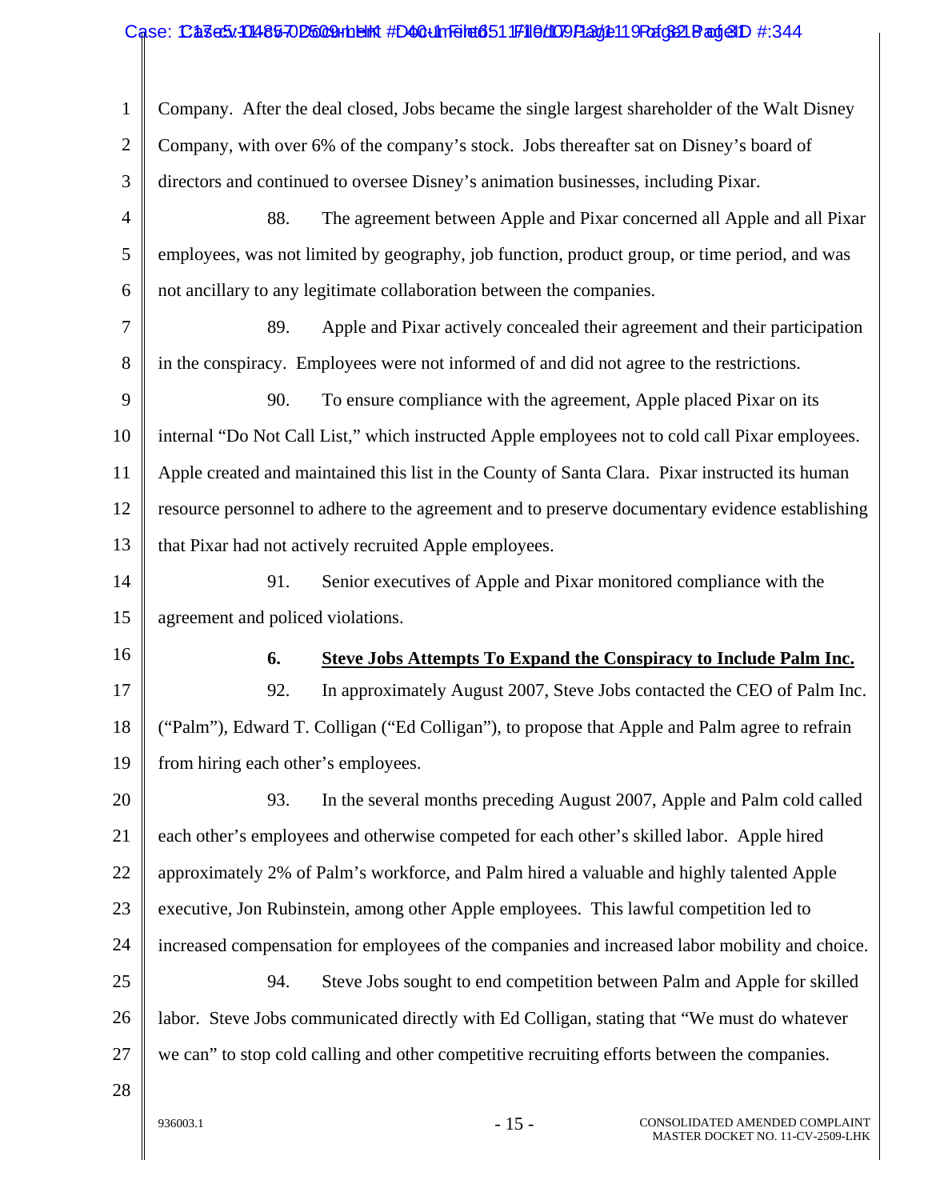Company. After the deal closed, Jobs became the single largest shareholder of the Walt Disney Company, with over 6% of the company's stock. Jobs thereafter sat on Disney's board of directors and continued to oversee Disney's animation businesses, including Pixar.

88. The agreement between Apple and Pixar concerned all Apple and all Pixar employees, was not limited by geography, job function, product group, or time period, and was not ancillary to any legitimate collaboration between the companies.

89. Apple and Pixar actively concealed their agreement and their participation in the conspiracy. Employees were not informed of and did not agree to the restrictions.

90. To ensure compliance with the agreement, Apple placed Pixar on its internal "Do Not Call List," which instructed Apple employees not to cold call Pixar employees. Apple created and maintained this list in the County of Santa Clara. Pixar instructed its human resource personnel to adhere to the agreement and to preserve documentary evidence establishing that Pixar had not actively recruited Apple employees.

91. Senior executives of Apple and Pixar monitored compliance with the agreement and policed violations.

### 6. Steve Jobs Attempts To Expand the Conspiracy to Include Palm Inc.

92. In approximately August 2007, Steve Jobs contacted the CEO of Palm Inc. ("Palm"), Edward T. Colligan ("Ed Colligan"), to propose that Apple and Palm agree to refrain from hiring each other's employees.

93. In the several months preceding August 2007, Apple and Palm cold called each other's employees and otherwise competed for each other's skilled labor. Apple hired approximately 2% of Palm's workforce, and Palm hired a valuable and highly talented Apple executive, Jon Rubinstein, among other Apple employees. This lawful competition led to increased compensation for employees of the companies and increased labor mobility and choice.

94. Steve Jobs sought to end competition between Palm and Apple for skilled labor. Steve Jobs communicated directly with Ed Colligan, stating that "We must do whatever we can" to stop cold calling and other competitive recruiting efforts between the companies.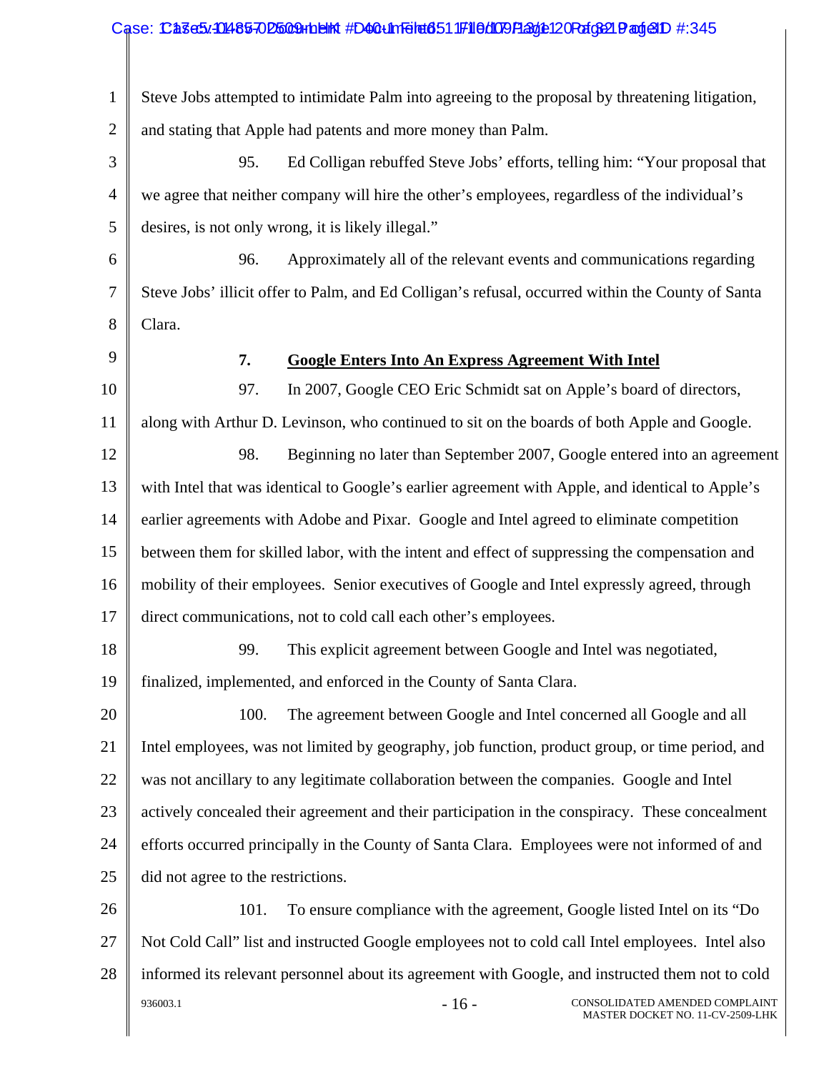Steve Jobs attempted to intimidate Palm into agreeing to the proposal by threatening litigation, and stating that Apple had patents and more money than Palm.

95. Ed Colligan rebuffed Steve Jobs' efforts, telling him: "Your proposal that we agree that neither company will hire the other's employees, regardless of the individual's desires, is not only wrong, it is likely illegal."

96. Approximately all of the relevant events and communications regarding Steve Jobs' illicit offer to Palm, and Ed Colligan's refusal, occurred within the County of Santa Clara.

**7. Google Enters Into An Express Agreement With Intel**

97. In 2007, Google CEO Eric Schmidt sat on Apple's board of directors, along with Arthur D. Levinson, who continued to sit on the boards of both Apple and Google.

98. Beginning no later than September 2007, Google entered into an agreement with Intel that was identical to Google's earlier agreement with Apple, and identical to Apple's earlier agreements with Adobe and Pixar. Google and Intel agreed to eliminate competition between them for skilled labor, with the intent and effect of suppressing the compensation and mobility of their employees. Senior executives of Google and Intel expressly agreed, through direct communications, not to cold call each other's employees.

99. This explicit agreement between Google and Intel was negotiated, finalized, implemented, and enforced in the County of Santa Clara.

100. The agreement between Google and Intel concerned all Google and all Intel employees, was not limited by geography, job function, product group, or time period, and was not ancillary to any legitimate collaboration between the companies. Google and Intel actively concealed their agreement and their participation in the conspiracy. These concealment efforts occurred principally in the County of Santa Clara. Employees were not informed of and did not agree to the restrictions.

101. To ensure compliance with the agreement, Google listed Intel on its "Do Not Cold Call" list and instructed Google employees not to cold call Intel employees. Intel also informed its relevant personnel about its agreement with Google, and instructed them not to cold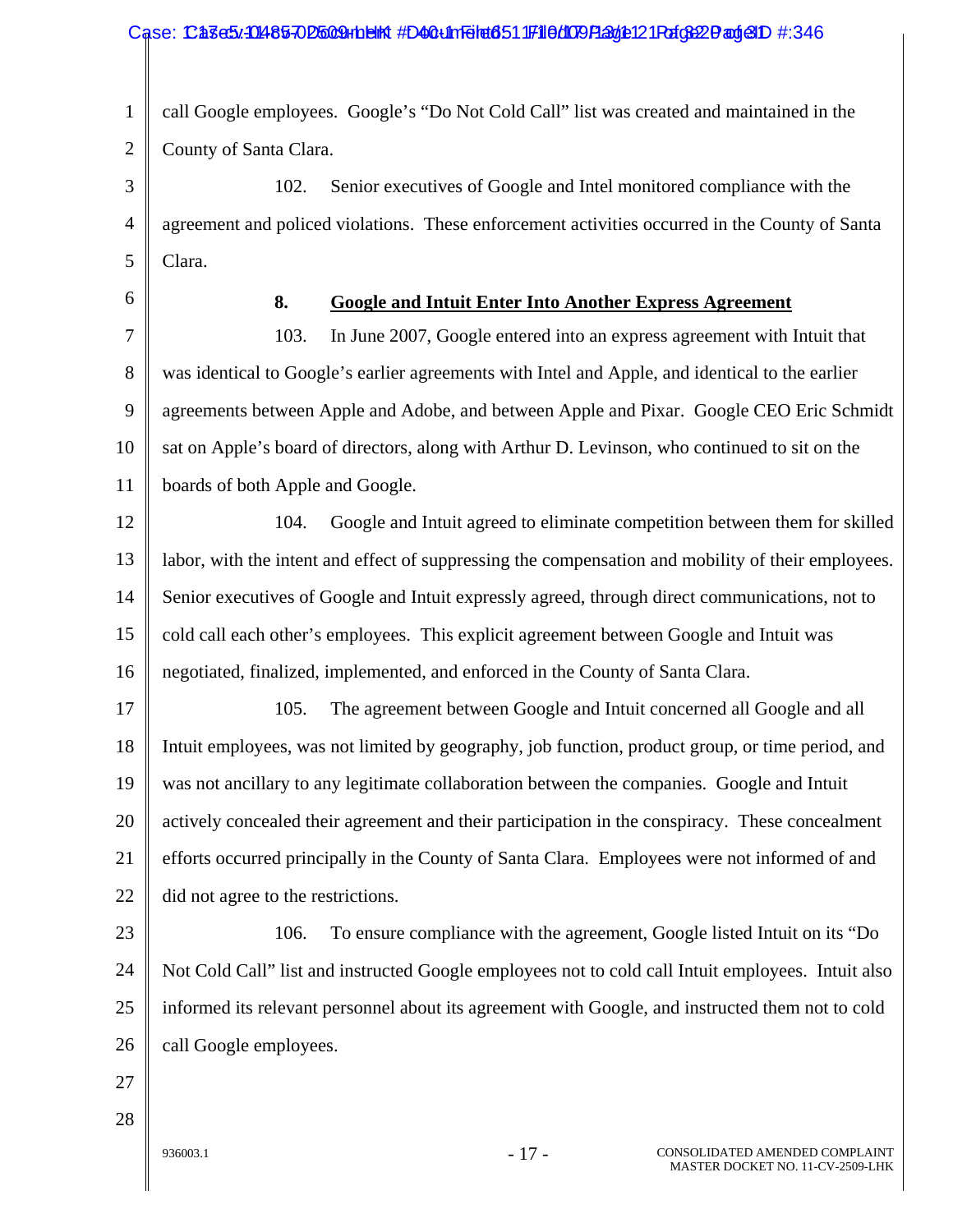call Google employees. Google's "Do Not Cold Call" list was created and maintained in the County of Santa Clara.

102. Senior executives of Google and Intel monitored compliance with the agreement and policed violations. These enforcement activities occurred in the County of Santa Clara.

### 8. Google and Intuit Enter Into Another Express Agreement

103. In June 2007, Google entered into an express agreement with Intuit that was identical to Google's earlier agreements with Intel and Apple, and identical to the earlier agreements between Apple and Adobe, and between Apple and Pixar. Google CEO Eric Schmidt sat on Apple's board of directors, along with Arthur D. Levinson, who continued to sit on the boards of both Apple and Google.

104. Google and Intuit agreed to eliminate competition between them for skilled labor, with the intent and effect of suppressing the compensation and mobility of their employees. Senior executives of Google and Intuit expressly agreed, through direct communications, not to cold call each other's employees. This explicit agreement between Google and Intuit was negotiated, finalized, implemented, and enforced in the County of Santa Clara.

105. The agreement between Google and Intuit concerned all Google and all Intuit employees, was not limited by geography, job function, product group, or time period, and was not ancillary to any legitimate collaboration between the companies. Google and Intuit actively concealed their agreement and their participation in the conspiracy. These concealment efforts occurred principally in the County of Santa Clara. Employees were not informed of and did not agree to the restrictions.

106. To ensure compliance with the agreement, Google listed Intuit on its "Do Not Cold Call" list and instructed Google employees not to cold call Intuit employees. Intuit also informed its relevant personnel about its agreement with Google, and instructed them not to cold call Google employees.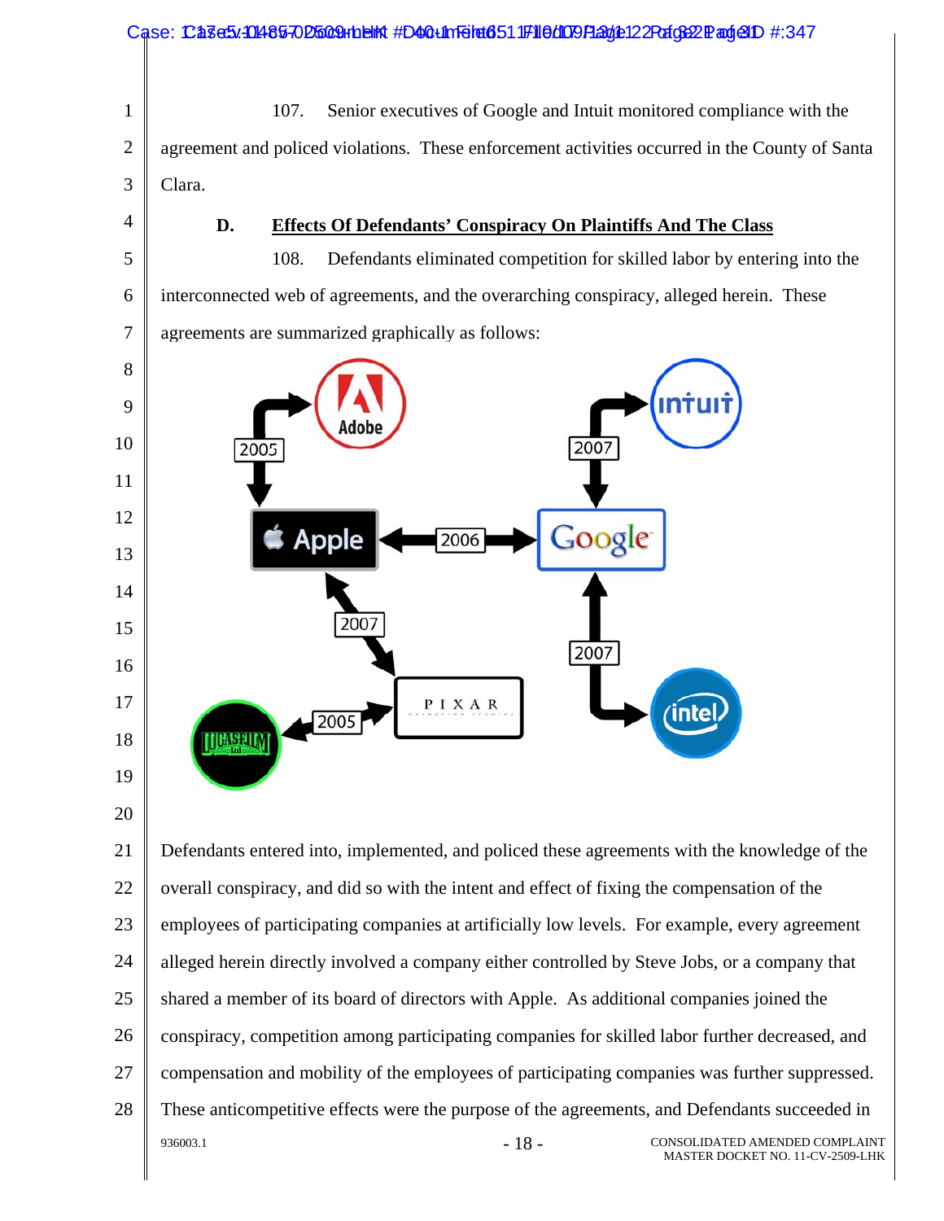107. Senior executives of Google and Intuit monitored compliance with the agreement and policed violations. These enforcement activities occurred in the County of Santa Clara.

### D. Effects Of Defendants' Conspiracy On Plaintiffs And The Class

108. Defendants eliminated competition for skilled labor by entering into the interconnected web of agreements, and the overarching conspiracy, alleged herein. These agreements are summarized graphically as follows:

Defendants entered into, implemented, and policed these agreements with the knowledge of the overall conspiracy, and did so with the intent and effect of fixing the compensation of the employees of participating companies at artificially low levels. For example, every agreement alleged herein directly involved a company either controlled by Steve Jobs, or a company that shared a member of its board of directors with Apple. As additional companies joined the conspiracy, competition among participating companies for skilled labor further decreased, and compensation and mobility of the employees of participating companies was further suppressed. These anticompetitive effects were the purpose of the agreements, and Defendants succeeded in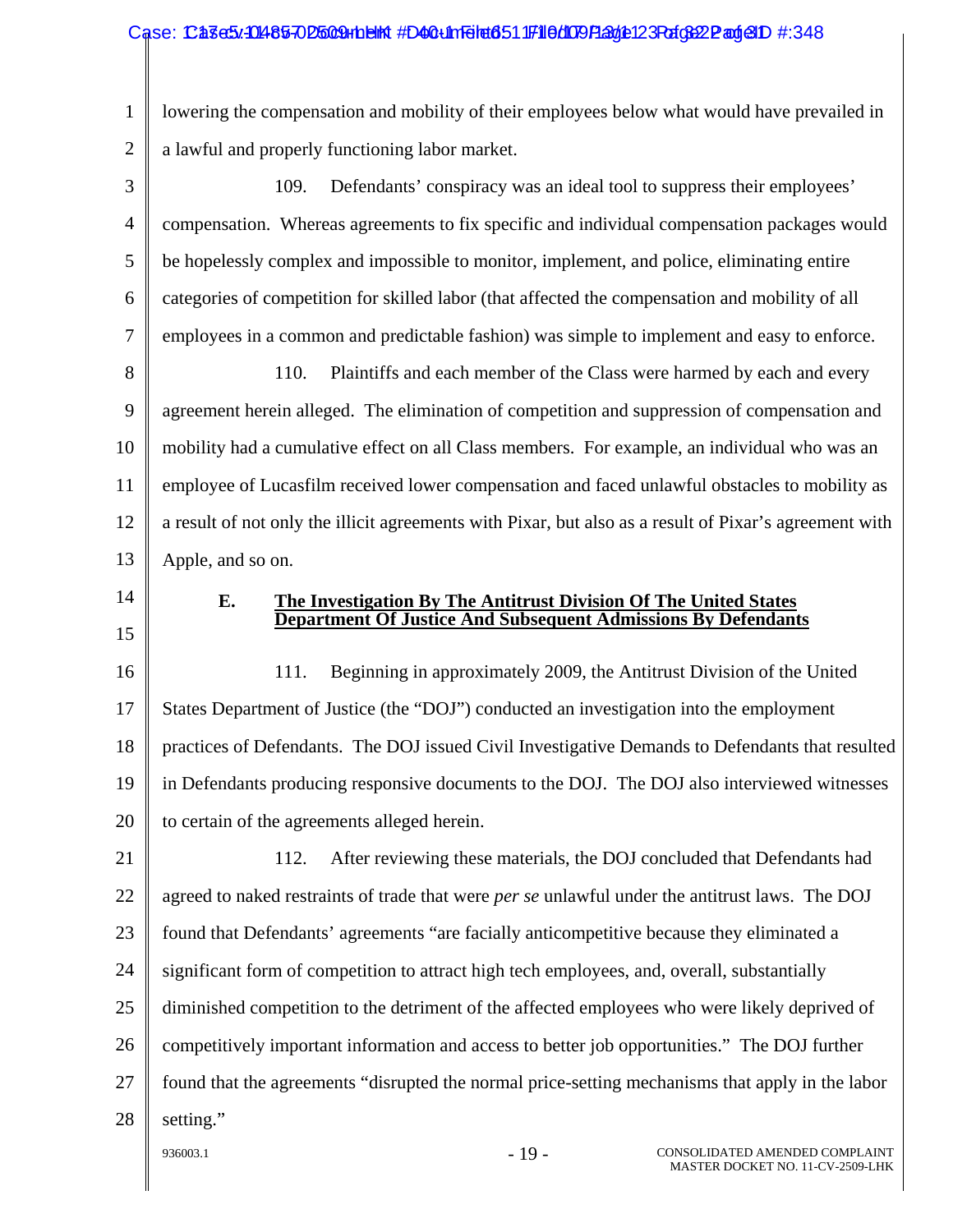lowering the compensation and mobility of their employees below what would have prevailed in a lawful and properly functioning labor market.

109. Defendants' conspiracy was an ideal tool to suppress their employees' compensation. Whereas agreements to fix specific and individual compensation packages would be hopelessly complex and impossible to monitor, implement, and police, eliminating entire categories of competition for skilled labor (that affected the compensation and mobility of all employees in a common and predictable fashion) was simple to implement and easy to enforce.

110. Plaintiffs and each member of the Class were harmed by each and every agreement herein alleged. The elimination of competition and suppression of compensation and mobility had a cumulative effect on all Class members. For example, an individual who was an employee of Lucasfilm received lower compensation and faced unlawful obstacles to mobility as a result of not only the illicit agreements with Pixar, but also as a result of Pixar's agreement with Apple, and so on.

### E. The Investigation By The Antitrust Division Of The United States Department Of Justice And Subsequent Admissions By Defendants

111. Beginning in approximately 2009, the Antitrust Division of the United States Department of Justice (the "DOJ") conducted an investigation into the employment practices of Defendants. The DOJ issued Civil Investigative Demands to Defendants that resulted in Defendants producing responsive documents to the DOJ. The DOJ also interviewed witnesses to certain of the agreements alleged herein.

112. After reviewing these materials, the DOJ concluded that Defendants had agreed to naked restraints of trade that were *per se* unlawful under the antitrust laws. The DOJ found that Defendants' agreements "are facially anticompetitive because they eliminated a significant form of competition to attract high tech employees, and, overall, substantially diminished competition to the detriment of the affected employees who were likely deprived of competitively important information and access to better job opportunities." The DOJ further found that the agreements "disrupted the normal price-setting mechanisms that apply in the labor setting."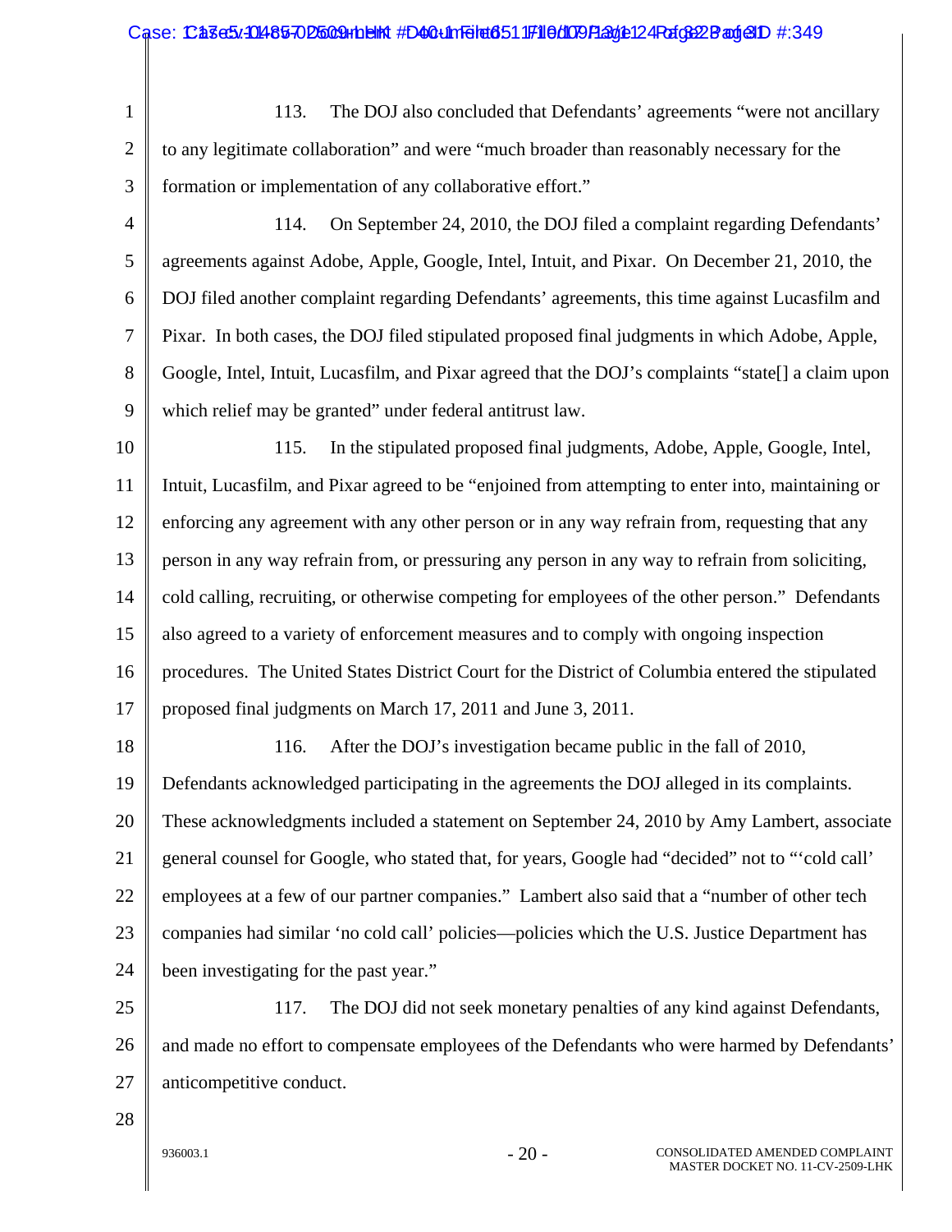113. The DOJ also concluded that Defendants' agreements "were not ancillary to any legitimate collaboration" and were "much broader than reasonably necessary for the formation or implementation of any collaborative effort."

114. On September 24, 2010, the DOJ filed a complaint regarding Defendants' agreements against Adobe, Apple, Google, Intel, Intuit, and Pixar. On December 21, 2010, the DOJ filed another complaint regarding Defendants' agreements, this time against Lucasfilm and Pixar. In both cases, the DOJ filed stipulated proposed final judgments in which Adobe, Apple, Google, Intel, Intuit, Lucasfilm, and Pixar agreed that the DOJ's complaints "state[] a claim upon which relief may be granted" under federal antitrust law.

115. In the stipulated proposed final judgments, Adobe, Apple, Google, Intel, Intuit, Lucasfilm, and Pixar agreed to be "enjoined from attempting to enter into, maintaining or enforcing any agreement with any other person or in any way refrain from, requesting that any person in any way refrain from, or pressuring any person in any way to refrain from soliciting, cold calling, recruiting, or otherwise competing for employees of the other person." Defendants also agreed to a variety of enforcement measures and to comply with ongoing inspection procedures. The United States District Court for the District of Columbia entered the stipulated proposed final judgments on March 17, 2011 and June 3, 2011.

116. After the DOJ's investigation became public in the fall of 2010, Defendants acknowledged participating in the agreements the DOJ alleged in its complaints. These acknowledgments included a statement on September 24, 2010 by Amy Lambert, associate general counsel for Google, who stated that, for years, Google had "decided" not to "'cold call' employees at a few of our partner companies." Lambert also said that a "number of other tech companies had similar 'no cold call' policies—policies which the U.S. Justice Department has been investigating for the past year."

117. The DOJ did not seek monetary penalties of any kind against Defendants, and made no effort to compensate employees of the Defendants who were harmed by Defendants' anticompetitive conduct.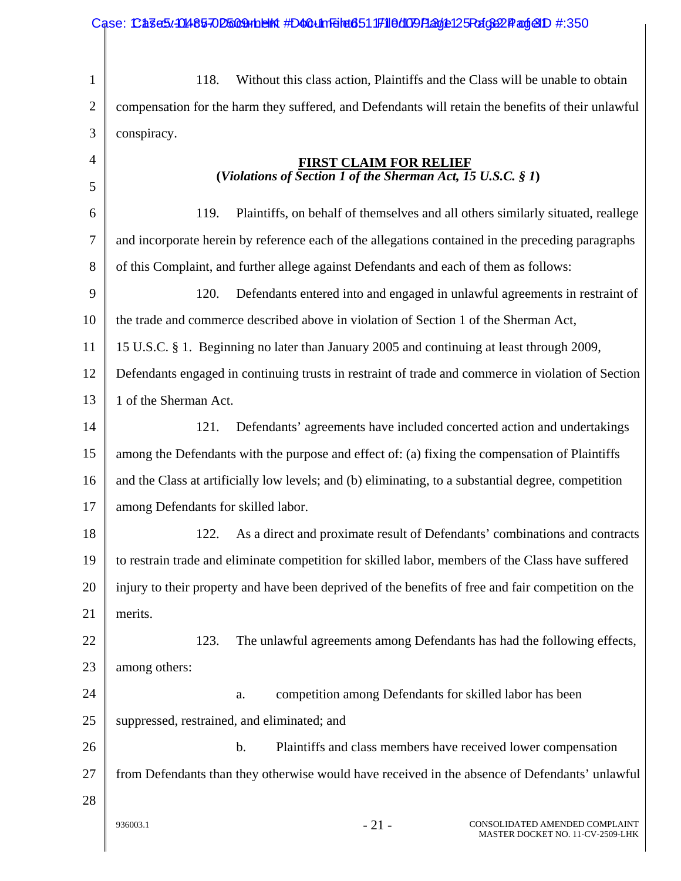118. Without this class action, Plaintiffs and the Class will be unable to obtain compensation for the harm they suffered, and Defendants will retain the benefits of their unlawful conspiracy.

## FIRST CLAIM FOR RELIEF
**(*Violations of Section 1 of the Sherman Act, 15 U.S.C. § 1*)**

119. Plaintiffs, on behalf of themselves and all others similarly situated, reallege and incorporate herein by reference each of the allegations contained in the preceding paragraphs of this Complaint, and further allege against Defendants and each of them as follows:

120. Defendants entered into and engaged in unlawful agreements in restraint of the trade and commerce described above in violation of Section 1 of the Sherman Act, 15 U.S.C. § 1. Beginning no later than January 2005 and continuing at least through 2009, Defendants engaged in continuing trusts in restraint of trade and commerce in violation of Section 1 of the Sherman Act.

121. Defendants' agreements have included concerted action and undertakings among the Defendants with the purpose and effect of: (a) fixing the compensation of Plaintiffs and the Class at artificially low levels; and (b) eliminating, to a substantial degree, competition among Defendants for skilled labor.

122. As a direct and proximate result of Defendants' combinations and contracts to restrain trade and eliminate competition for skilled labor, members of the Class have suffered injury to their property and have been deprived of the benefits of free and fair competition on the merits.

123. The unlawful agreements among Defendants has had the following effects, among others:

a. competition among Defendants for skilled labor has been suppressed, restrained, and eliminated; and

b. Plaintiffs and class members have received lower compensation from Defendants than they otherwise would have received in the absence of Defendants' unlawful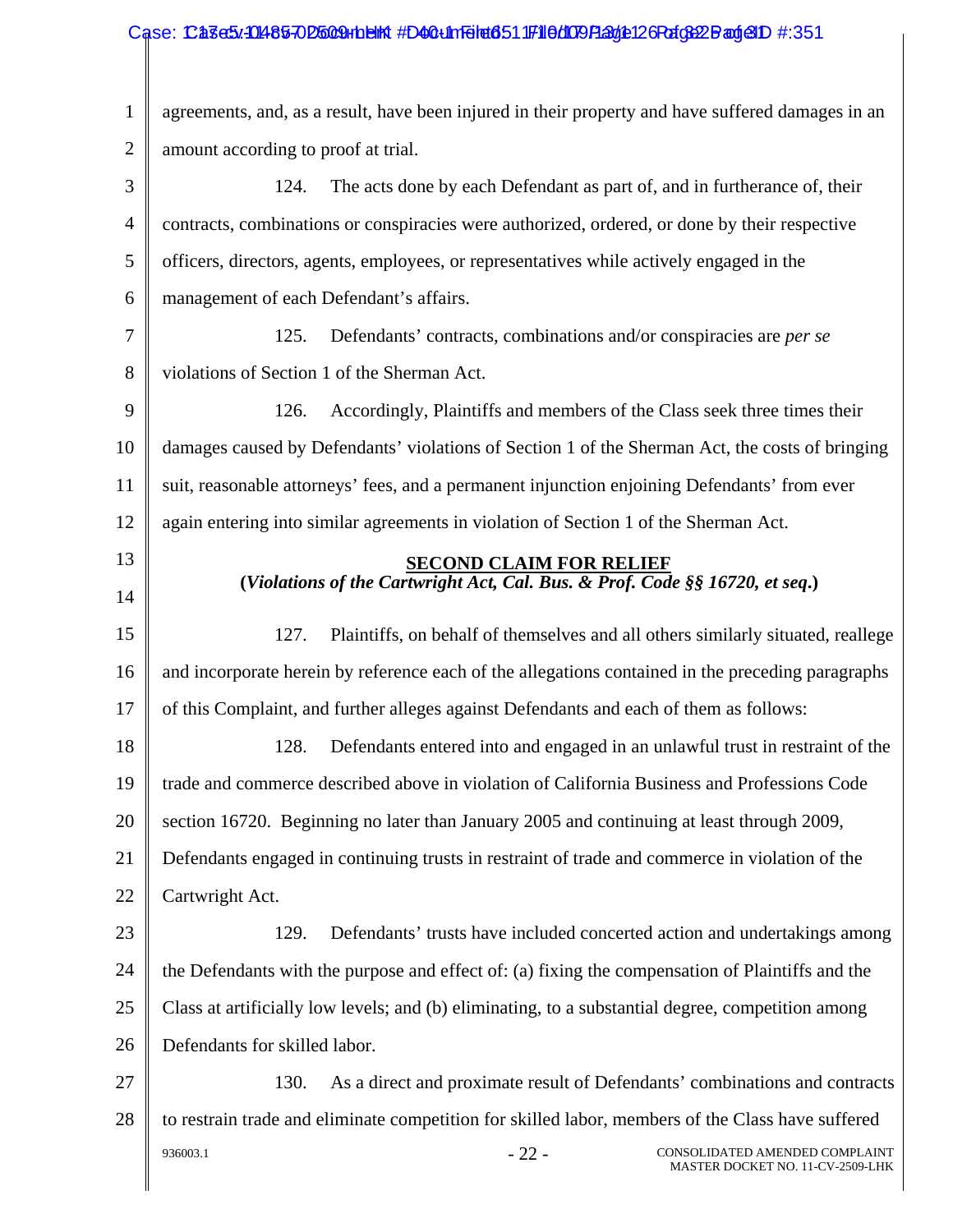agreements, and, as a result, have been injured in their property and have suffered damages in an amount according to proof at trial.

124. The acts done by each Defendant as part of, and in furtherance of, their contracts, combinations or conspiracies were authorized, ordered, or done by their respective officers, directors, agents, employees, or representatives while actively engaged in the management of each Defendant's affairs.

125. Defendants' contracts, combinations and/or conspiracies are *per se* violations of Section 1 of the Sherman Act.

126. Accordingly, Plaintiffs and members of the Class seek three times their damages caused by Defendants' violations of Section 1 of the Sherman Act, the costs of bringing suit, reasonable attorneys' fees, and a permanent injunction enjoining Defendants' from ever again entering into similar agreements in violation of Section 1 of the Sherman Act.

## SECOND CLAIM FOR RELIEF
**(*Violations of the Cartwright Act, Cal. Bus. & Prof. Code §§ 16720, et seq.*)**

127. Plaintiffs, on behalf of themselves and all others similarly situated, reallege and incorporate herein by reference each of the allegations contained in the preceding paragraphs of this Complaint, and further alleges against Defendants and each of them as follows:

128. Defendants entered into and engaged in an unlawful trust in restraint of the trade and commerce described above in violation of California Business and Professions Code section 16720. Beginning no later than January 2005 and continuing at least through 2009, Defendants engaged in continuing trusts in restraint of trade and commerce in violation of the Cartwright Act.

129. Defendants' trusts have included concerted action and undertakings among the Defendants with the purpose and effect of: (a) fixing the compensation of Plaintiffs and the Class at artificially low levels; and (b) eliminating, to a substantial degree, competition among Defendants for skilled labor.

130. As a direct and proximate result of Defendants' combinations and contracts to restrain trade and eliminate competition for skilled labor, members of the Class have suffered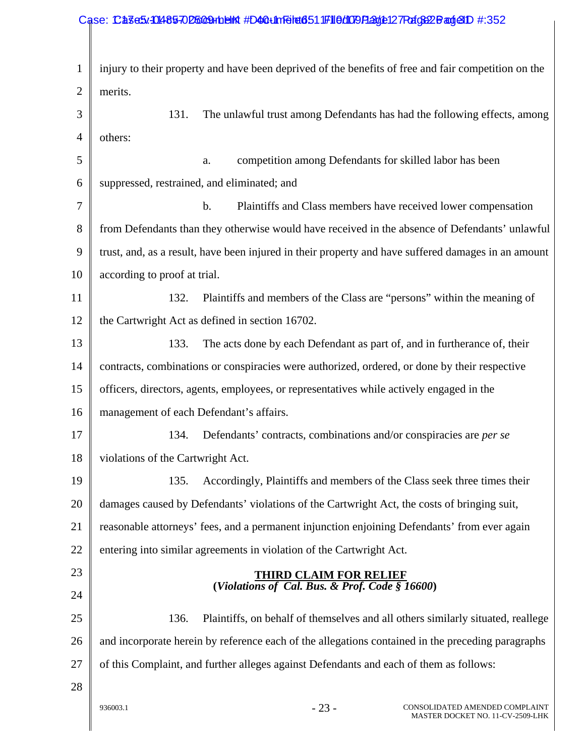injury to their property and have been deprived of the benefits of free and fair competition on the merits.

131. The unlawful trust among Defendants has had the following effects, among others:

a. competition among Defendants for skilled labor has been suppressed, restrained, and eliminated; and

b. Plaintiffs and Class members have received lower compensation from Defendants than they otherwise would have received in the absence of Defendants' unlawful trust, and, as a result, have been injured in their property and have suffered damages in an amount according to proof at trial.

132. Plaintiffs and members of the Class are "persons" within the meaning of the Cartwright Act as defined in section 16702.

133. The acts done by each Defendant as part of, and in furtherance of, their contracts, combinations or conspiracies were authorized, ordered, or done by their respective officers, directors, agents, employees, or representatives while actively engaged in the management of each Defendant's affairs.

134. Defendants' contracts, combinations and/or conspiracies are *per se* violations of the Cartwright Act.

135. Accordingly, Plaintiffs and members of the Class seek three times their damages caused by Defendants' violations of the Cartwright Act, the costs of bringing suit, reasonable attorneys' fees, and a permanent injunction enjoining Defendants' from ever again entering into similar agreements in violation of the Cartwright Act.

## THIRD CLAIM FOR RELIEF
**(*Violations of Cal. Bus. & Prof. Code § 16600*)**

136. Plaintiffs, on behalf of themselves and all others similarly situated, reallege and incorporate herein by reference each of the allegations contained in the preceding paragraphs of this Complaint, and further alleges against Defendants and each of them as follows: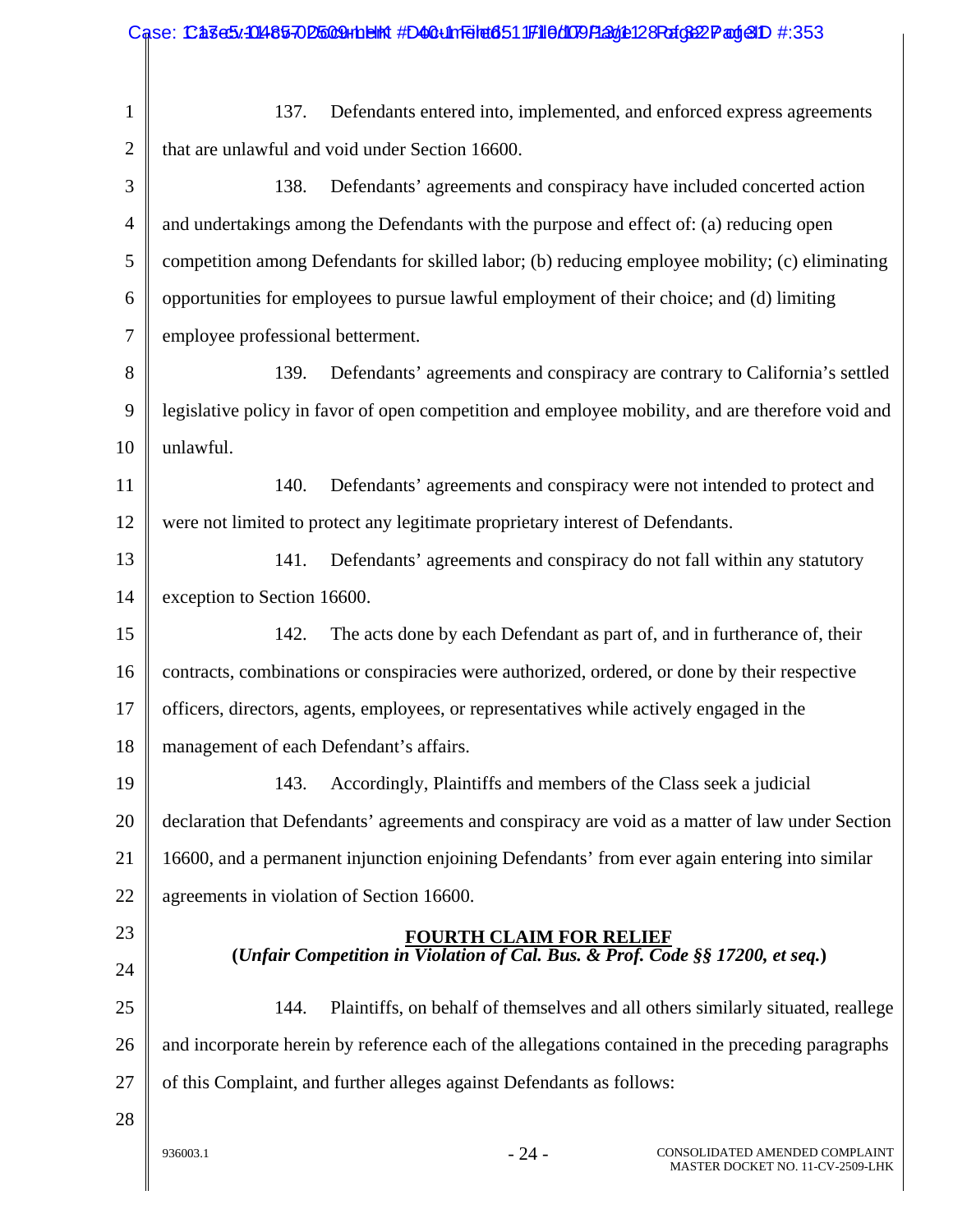137. Defendants entered into, implemented, and enforced express agreements that are unlawful and void under Section 16600.

138. Defendants' agreements and conspiracy have included concerted action and undertakings among the Defendants with the purpose and effect of: (a) reducing open competition among Defendants for skilled labor; (b) reducing employee mobility; (c) eliminating opportunities for employees to pursue lawful employment of their choice; and (d) limiting employee professional betterment.

139. Defendants' agreements and conspiracy are contrary to California's settled legislative policy in favor of open competition and employee mobility, and are therefore void and unlawful.

140. Defendants' agreements and conspiracy were not intended to protect and were not limited to protect any legitimate proprietary interest of Defendants.

141. Defendants' agreements and conspiracy do not fall within any statutory exception to Section 16600.

142. The acts done by each Defendant as part of, and in furtherance of, their contracts, combinations or conspiracies were authorized, ordered, or done by their respective officers, directors, agents, employees, or representatives while actively engaged in the management of each Defendant's affairs.

143. Accordingly, Plaintiffs and members of the Class seek a judicial declaration that Defendants' agreements and conspiracy are void as a matter of law under Section 16600, and a permanent injunction enjoining Defendants' from ever again entering into similar agreements in violation of Section 16600.

## FOURTH CLAIM FOR RELIEF

**(*Unfair Competition in Violation of Cal. Bus. & Prof. Code §§ 17200, et seq.*)**

144. Plaintiffs, on behalf of themselves and all others similarly situated, reallege and incorporate herein by reference each of the allegations contained in the preceding paragraphs of this Complaint, and further alleges against Defendants as follows: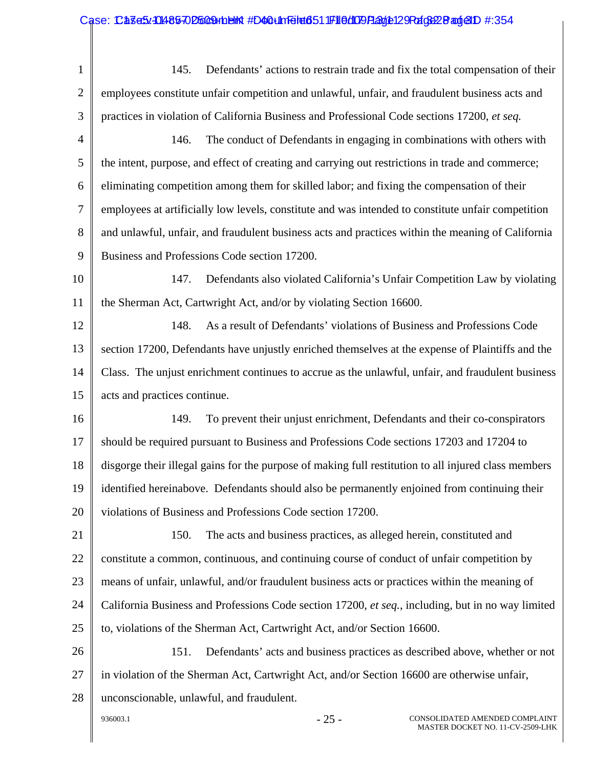145. Defendants' actions to restrain trade and fix the total compensation of their employees constitute unfair competition and unlawful, unfair, and fraudulent business acts and practices in violation of California Business and Professional Code sections 17200, *et seq.*

146. The conduct of Defendants in engaging in combinations with others with the intent, purpose, and effect of creating and carrying out restrictions in trade and commerce; eliminating competition among them for skilled labor; and fixing the compensation of their employees at artificially low levels, constitute and was intended to constitute unfair competition and unlawful, unfair, and fraudulent business acts and practices within the meaning of California Business and Professions Code section 17200.

147. Defendants also violated California's Unfair Competition Law by violating the Sherman Act, Cartwright Act, and/or by violating Section 16600.

148. As a result of Defendants' violations of Business and Professions Code section 17200, Defendants have unjustly enriched themselves at the expense of Plaintiffs and the Class. The unjust enrichment continues to accrue as the unlawful, unfair, and fraudulent business acts and practices continue.

149. To prevent their unjust enrichment, Defendants and their co-conspirators should be required pursuant to Business and Professions Code sections 17203 and 17204 to disgorge their illegal gains for the purpose of making full restitution to all injured class members identified hereinabove. Defendants should also be permanently enjoined from continuing their violations of Business and Professions Code section 17200.

150. The acts and business practices, as alleged herein, constituted and constitute a common, continuous, and continuing course of conduct of unfair competition by means of unfair, unlawful, and/or fraudulent business acts or practices within the meaning of California Business and Professions Code section 17200, *et seq.*, including, but in no way limited to, violations of the Sherman Act, Cartwright Act, and/or Section 16600.

151. Defendants' acts and business practices as described above, whether or not in violation of the Sherman Act, Cartwright Act, and/or Section 16600 are otherwise unfair, unconscionable, unlawful, and fraudulent.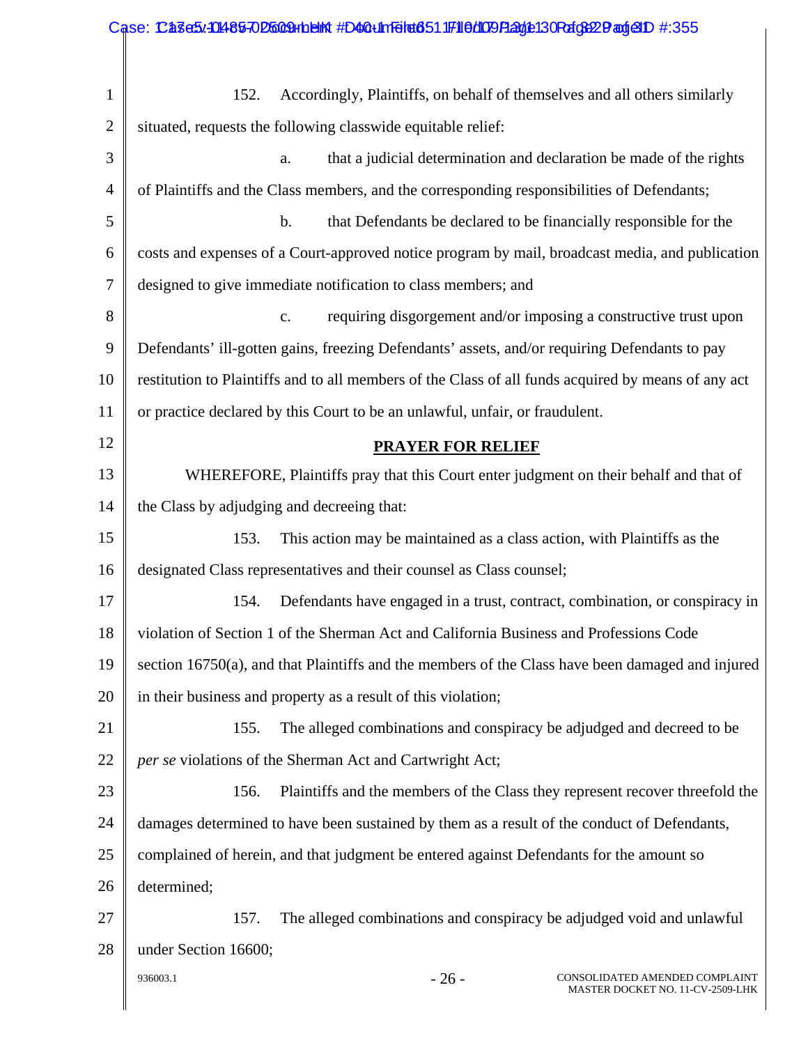152. Accordingly, Plaintiffs, on behalf of themselves and all others similarly situated, requests the following classwide equitable relief:

a. that a judicial determination and declaration be made of the rights of Plaintiffs and the Class members, and the corresponding responsibilities of Defendants;

b. that Defendants be declared to be financially responsible for the costs and expenses of a Court-approved notice program by mail, broadcast media, and publication designed to give immediate notification to class members; and

c. requiring disgorgement and/or imposing a constructive trust upon Defendants' ill-gotten gains, freezing Defendants' assets, and/or requiring Defendants to pay restitution to Plaintiffs and to all members of the Class of all funds acquired by means of any act or practice declared by this Court to be an unlawful, unfair, or fraudulent.

## PRAYER FOR RELIEF

WHEREFORE, Plaintiffs pray that this Court enter judgment on their behalf and that of the Class by adjudging and decreeing that:

153. This action may be maintained as a class action, with Plaintiffs as the designated Class representatives and their counsel as Class counsel;

154. Defendants have engaged in a trust, contract, combination, or conspiracy in violation of Section 1 of the Sherman Act and California Business and Professions Code section 16750(a), and that Plaintiffs and the members of the Class have been damaged and injured in their business and property as a result of this violation;

155. The alleged combinations and conspiracy be adjudged and decreed to be *per se* violations of the Sherman Act and Cartwright Act;

156. Plaintiffs and the members of the Class they represent recover threefold the damages determined to have been sustained by them as a result of the conduct of Defendants, complained of herein, and that judgment be entered against Defendants for the amount so determined;

157. The alleged combinations and conspiracy be adjudged void and unlawful under Section 16600;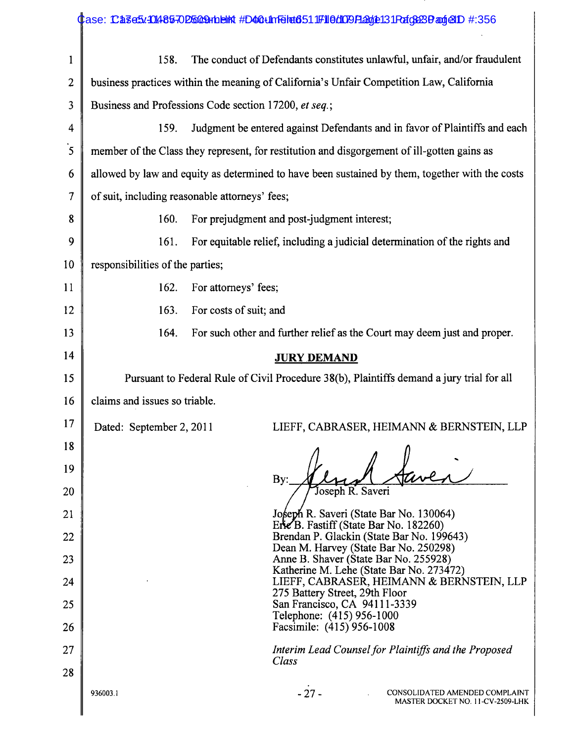158. The conduct of Defendants constitutes unlawful, unfair, and/or fraudulent business practices within the meaning of California's Unfair Competition Law, California Business and Professions Code section 17200, *et seq.*;

159. Judgment be entered against Defendants and in favor of Plaintiffs and each member of the Class they represent, for restitution and disgorgement of ill-gotten gains as allowed by law and equity as determined to have been sustained by them, together with the costs of suit, including reasonable attorneys' fees;

160. For prejudgment and post-judgment interest;

161. For equitable relief, including a judicial determination of the rights and responsibilities of the parties;

162. For attorneys' fees;

163. For costs of suit; and

164. For such other and further relief as the Court may deem just and proper.

## JURY DEMAND

Pursuant to Federal Rule of Civil Procedure 38(b), Plaintiffs demand a jury trial for all claims and issues so triable.

Dated: September 2, 2011

LIEFF, CABRASER, HEIMANN & BERNSTEIN, LLP

By: Joseph R. Saveri

Joseph R. Saveri (State Bar No. 130064)
Eric B. Fastiff (State Bar No. 182260)
Brendan P. Glackin (State Bar No. 199643)
Dean M. Harvey (State Bar No. 250298)
Anne B. Shaver (State Bar No. 255928)
Katherine M. Lehe (State Bar No. 273472)
LIEFF, CABRASER, HEIMANN & BERNSTEIN, LLP
275 Battery Street, 29th Floor
San Francisco, CA 94111-3339
Telephone: (415) 956-1000
Facsimile: (415) 956-1008

*Interim Lead Counsel for Plaintiffs and the Proposed Class*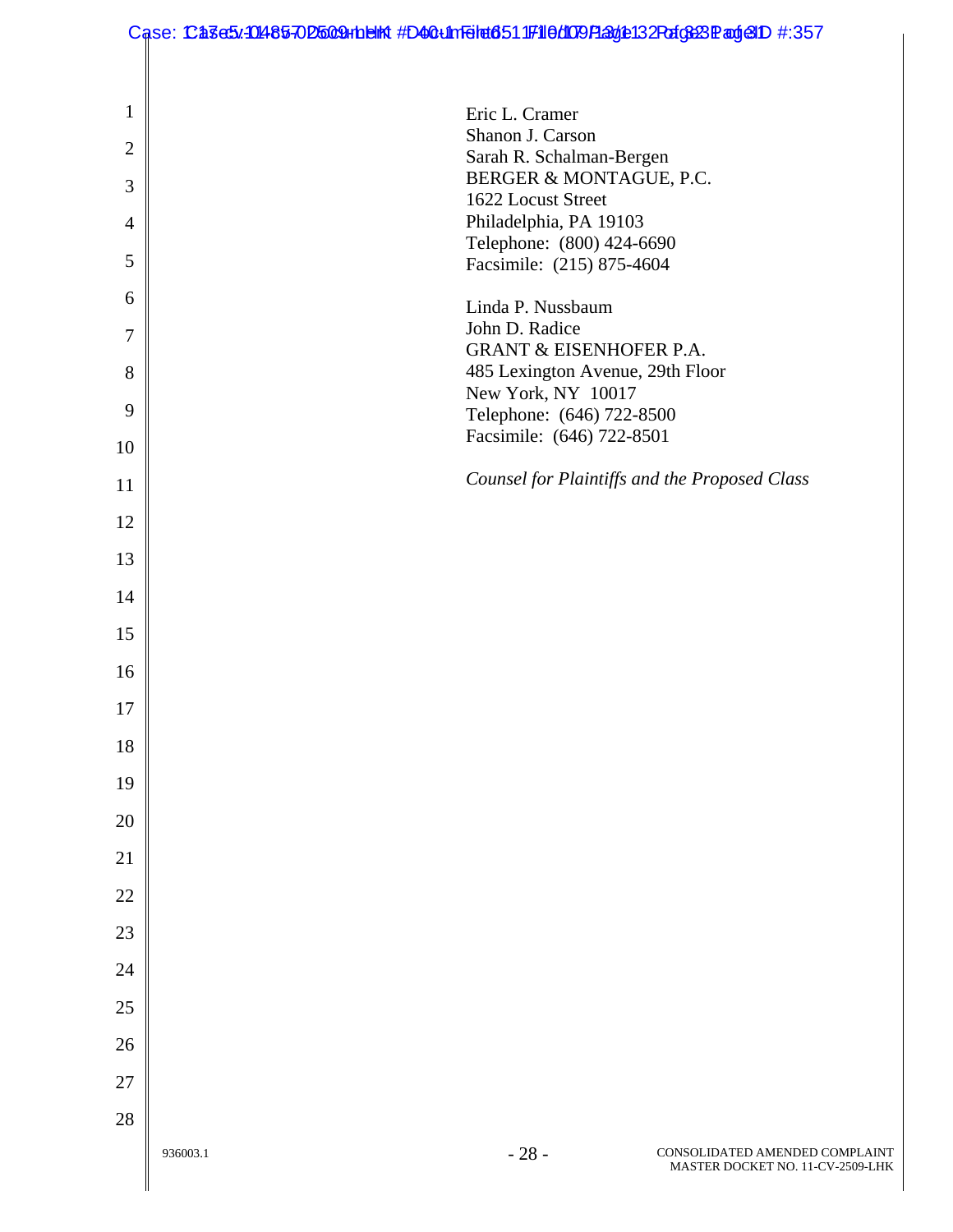Eric L. Cramer
Shanon J. Carson
Sarah R. Schalman-Bergen
BERGER & MONTAGUE, P.C.
1622 Locust Street
Philadelphia, PA 19103
Telephone: (800) 424-6690
Facsimile: (215) 875-4604

Linda P. Nussbaum
John D. Radice
GRANT & EISENHOFER P.A.
485 Lexington Avenue, 29th Floor
New York, NY 10017
Telephone: (646) 722-8500
Facsimile: (646) 722-8501

*Counsel for Plaintiffs and the Proposed Class*